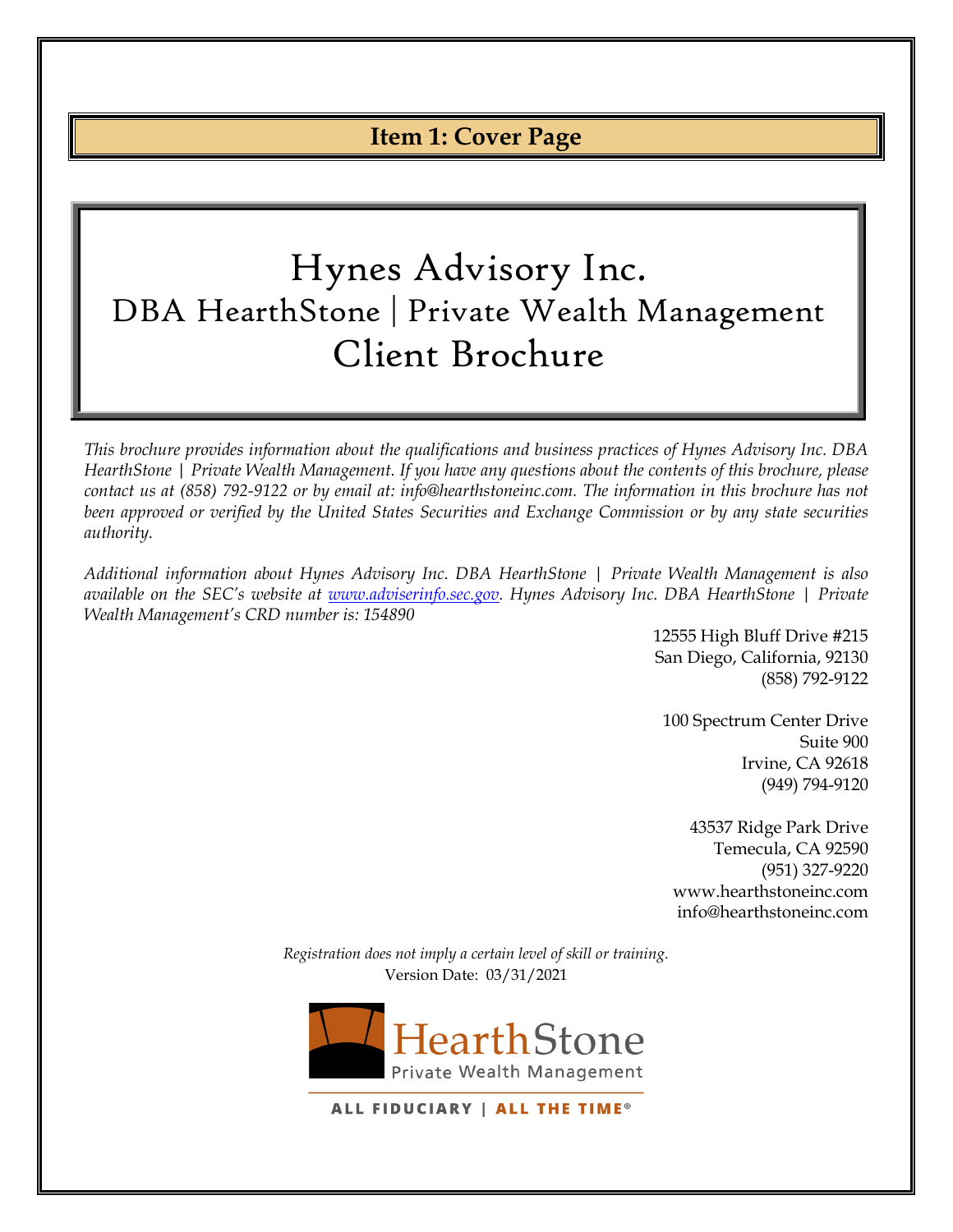# Item 1: Cover Page

# Hynes Advisory Inc.
## DBA HearthStone | Private Wealth Management
## Client Brochure

*This brochure provides information about the qualifications and business practices of Hynes Advisory Inc. DBA HearthStone | Private Wealth Management. If you have any questions about the contents of this brochure, please contact us at (858) 792-9122 or by email at: info@hearthstoneinc.com. The information in this brochure has not been approved or verified by the United States Securities and Exchange Commission or by any state securities authority.*

*Additional information about Hynes Advisory Inc. DBA HearthStone | Private Wealth Management is also available on the SEC's website at www.adviserinfo.sec.gov. Hynes Advisory Inc. DBA HearthStone | Private Wealth Management's CRD number is: 154890*

12555 High Bluff Drive #215
San Diego, California, 92130
(858) 792-9122

100 Spectrum Center Drive
Suite 900
Irvine, CA 92618
(949) 794-9120

43537 Ridge Park Drive
Temecula, CA 92590
(951) 327-9220
www.hearthstoneinc.com
info@hearthstoneinc.com

*Registration does not imply a certain level of skill or training.*
Version Date: 03/31/2021

HearthStone
Private Wealth Management

ALL FIDUCIARY | ALL THE TIME®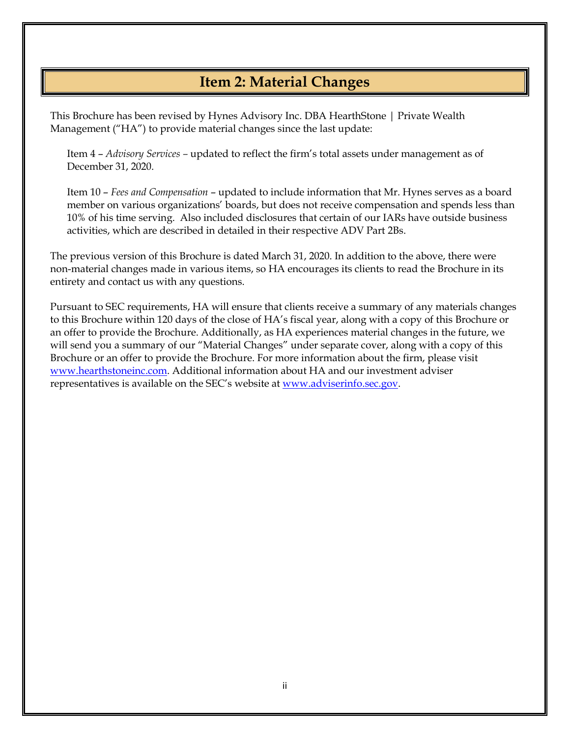# Item 2: Material Changes

This Brochure has been revised by Hynes Advisory Inc. DBA HearthStone | Private Wealth Management ("HA") to provide material changes since the last update:

Item 4 – *Advisory Services* – updated to reflect the firm's total assets under management as of December 31, 2020.

Item 10 – *Fees and Compensation* – updated to include information that Mr. Hynes serves as a board member on various organizations' boards, but does not receive compensation and spends less than 10% of his time serving. Also included disclosures that certain of our IARs have outside business activities, which are described in detailed in their respective ADV Part 2Bs.

The previous version of this Brochure is dated March 31, 2020. In addition to the above, there were non-material changes made in various items, so HA encourages its clients to read the Brochure in its entirety and contact us with any questions.

Pursuant to SEC requirements, HA will ensure that clients receive a summary of any materials changes to this Brochure within 120 days of the close of HA's fiscal year, along with a copy of this Brochure or an offer to provide the Brochure. Additionally, as HA experiences material changes in the future, we will send you a summary of our "Material Changes" under separate cover, along with a copy of this Brochure or an offer to provide the Brochure. For more information about the firm, please visit [www.hearthstoneinc.com](http://www.hearthstoneinc.com). Additional information about HA and our investment adviser representatives is available on the SEC's website at [www.adviserinfo.sec.gov](http://www.adviserinfo.sec.gov).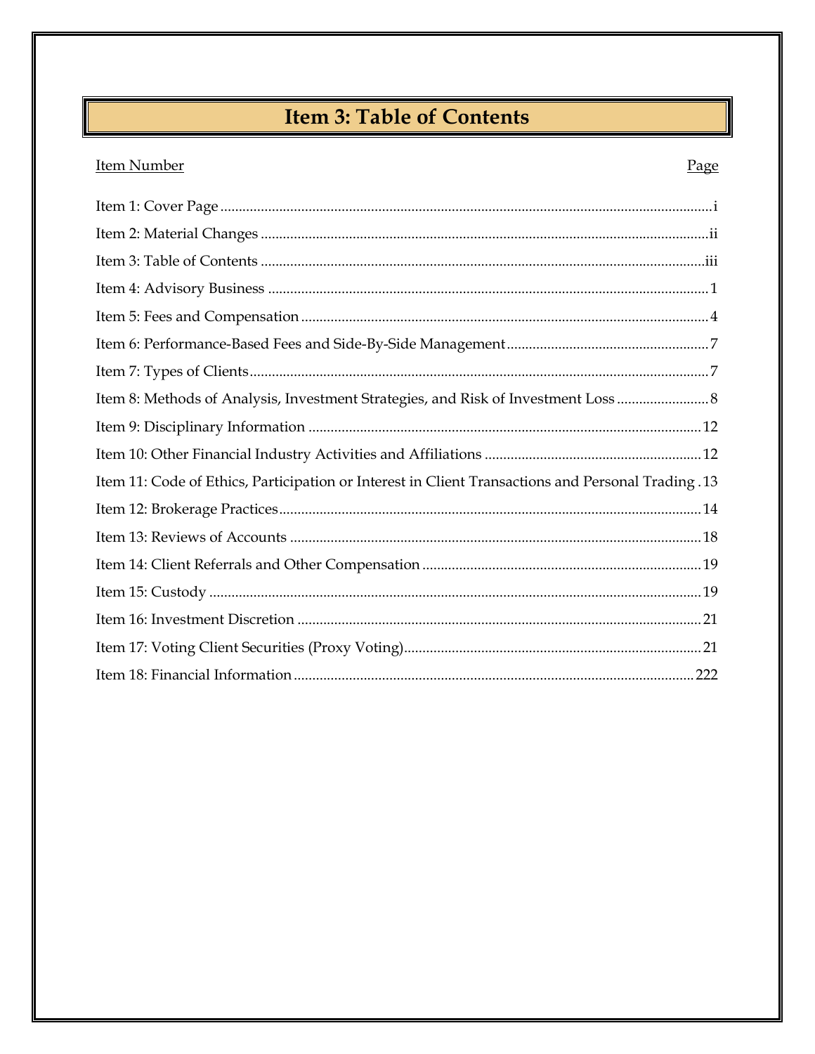# Item 3: Table of Contents

| Item Number | Page |
|---|---|
| Item 1: Cover Page | i |
| Item 2: Material Changes | ii |
| Item 3: Table of Contents | iii |
| Item 4: Advisory Business | 1 |
| Item 5: Fees and Compensation | 4 |
| Item 6: Performance-Based Fees and Side-By-Side Management | 7 |
| Item 7: Types of Clients | 7 |
| Item 8: Methods of Analysis, Investment Strategies, and Risk of Investment Loss | 8 |
| Item 9: Disciplinary Information | 12 |
| Item 10: Other Financial Industry Activities and Affiliations | 12 |
| Item 11: Code of Ethics, Participation or Interest in Client Transactions and Personal Trading | 13 |
| Item 12: Brokerage Practices | 14 |
| Item 13: Reviews of Accounts | 18 |
| Item 14: Client Referrals and Other Compensation | 19 |
| Item 15: Custody | 19 |
| Item 16: Investment Discretion | 21 |
| Item 17: Voting Client Securities (Proxy Voting) | 21 |
| Item 18: Financial Information | 222 |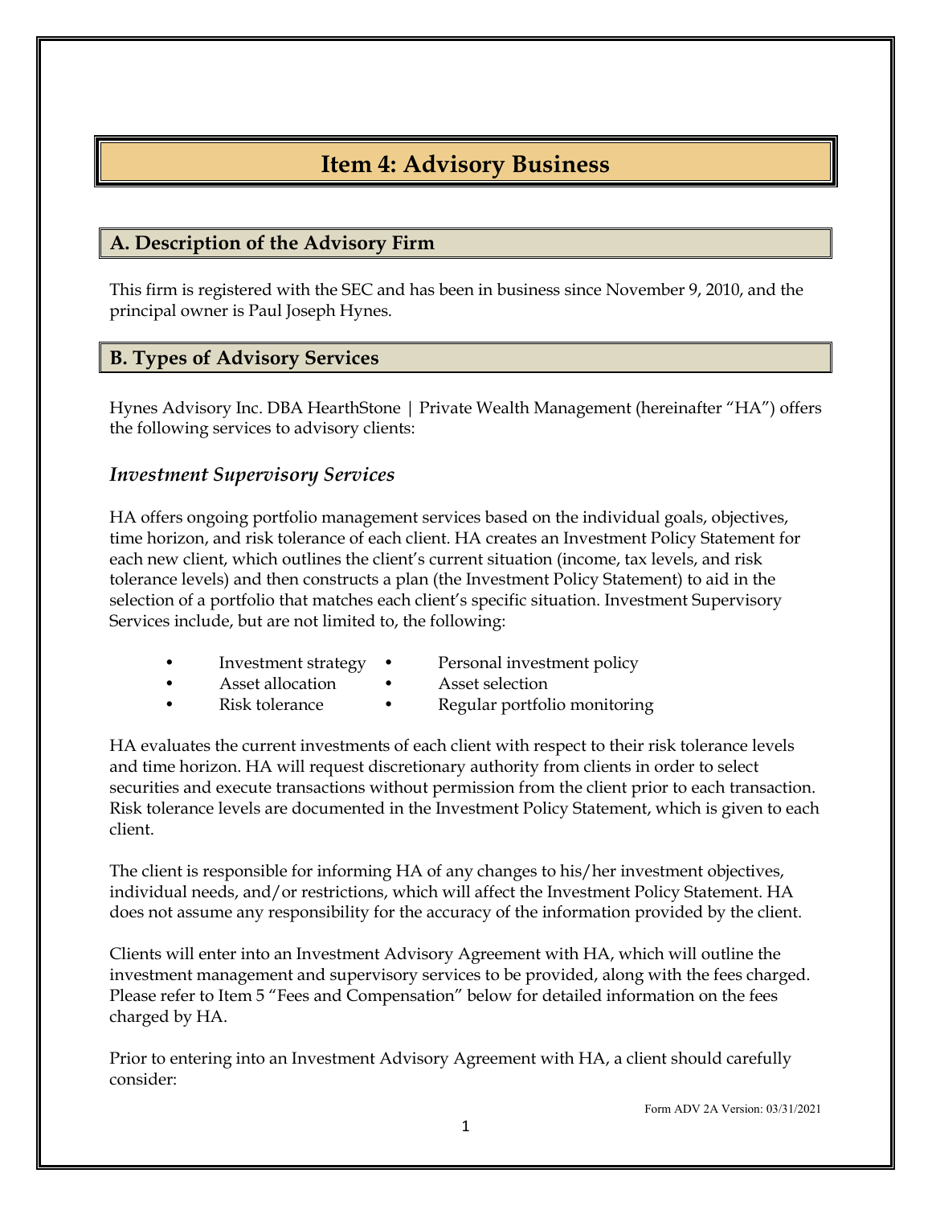# Item 4: Advisory Business

## A. Description of the Advisory Firm

This firm is registered with the SEC and has been in business since November 9, 2010, and the principal owner is Paul Joseph Hynes.

## B. Types of Advisory Services

Hynes Advisory Inc. DBA HearthStone | Private Wealth Management (hereinafter "HA") offers the following services to advisory clients:

### *Investment Supervisory Services*

HA offers ongoing portfolio management services based on the individual goals, objectives, time horizon, and risk tolerance of each client. HA creates an Investment Policy Statement for each new client, which outlines the client's current situation (income, tax levels, and risk tolerance levels) and then constructs a plan (the Investment Policy Statement) to aid in the selection of a portfolio that matches each client's specific situation. Investment Supervisory Services include, but are not limited to, the following:

- Investment strategy
- Personal investment policy
- Asset allocation
- Asset selection
- Risk tolerance
- Regular portfolio monitoring

HA evaluates the current investments of each client with respect to their risk tolerance levels and time horizon. HA will request discretionary authority from clients in order to select securities and execute transactions without permission from the client prior to each transaction. Risk tolerance levels are documented in the Investment Policy Statement, which is given to each client.

The client is responsible for informing HA of any changes to his/her investment objectives, individual needs, and/or restrictions, which will affect the Investment Policy Statement. HA does not assume any responsibility for the accuracy of the information provided by the client.

Clients will enter into an Investment Advisory Agreement with HA, which will outline the investment management and supervisory services to be provided, along with the fees charged. Please refer to Item 5 "Fees and Compensation" below for detailed information on the fees charged by HA.

Prior to entering into an Investment Advisory Agreement with HA, a client should carefully consider: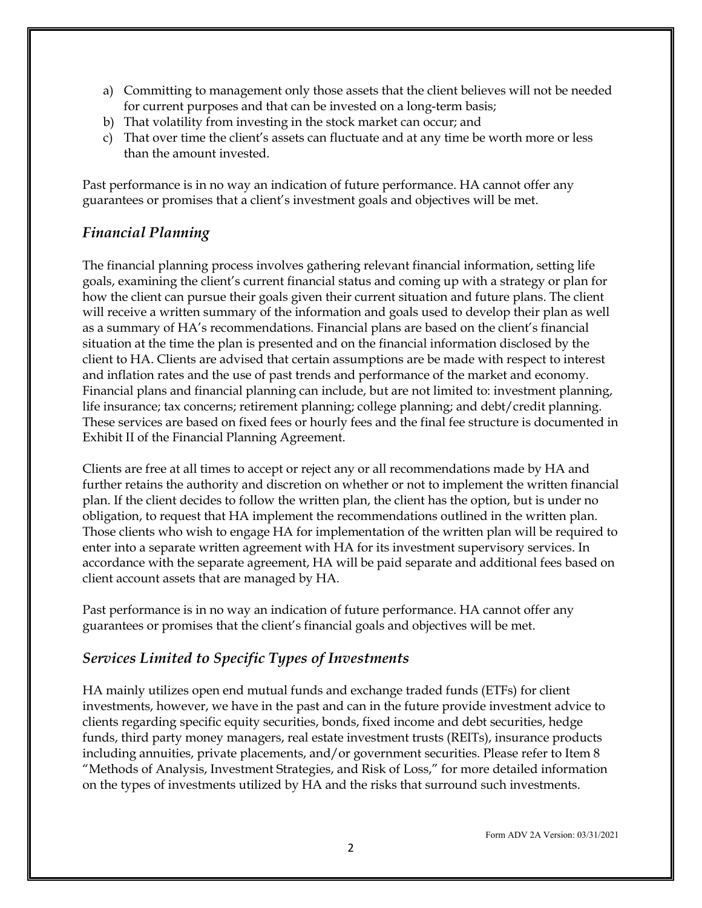a) Committing to management only those assets that the client believes will not be needed for current purposes and that can be invested on a long-term basis;
b) That volatility from investing in the stock market can occur; and
c) That over time the client's assets can fluctuate and at any time be worth more or less than the amount invested.

Past performance is in no way an indication of future performance. HA cannot offer any guarantees or promises that a client's investment goals and objectives will be met.

## *Financial Planning*

The financial planning process involves gathering relevant financial information, setting life goals, examining the client's current financial status and coming up with a strategy or plan for how the client can pursue their goals given their current situation and future plans. The client will receive a written summary of the information and goals used to develop their plan as well as a summary of HA's recommendations. Financial plans are based on the client's financial situation at the time the plan is presented and on the financial information disclosed by the client to HA. Clients are advised that certain assumptions are be made with respect to interest and inflation rates and the use of past trends and performance of the market and economy. Financial plans and financial planning can include, but are not limited to: investment planning, life insurance; tax concerns; retirement planning; college planning; and debt/credit planning. These services are based on fixed fees or hourly fees and the final fee structure is documented in Exhibit II of the Financial Planning Agreement.

Clients are free at all times to accept or reject any or all recommendations made by HA and further retains the authority and discretion on whether or not to implement the written financial plan. If the client decides to follow the written plan, the client has the option, but is under no obligation, to request that HA implement the recommendations outlined in the written plan. Those clients who wish to engage HA for implementation of the written plan will be required to enter into a separate written agreement with HA for its investment supervisory services. In accordance with the separate agreement, HA will be paid separate and additional fees based on client account assets that are managed by HA.

Past performance is in no way an indication of future performance. HA cannot offer any guarantees or promises that the client's financial goals and objectives will be met.

## *Services Limited to Specific Types of Investments*

HA mainly utilizes open end mutual funds and exchange traded funds (ETFs) for client investments, however, we have in the past and can in the future provide investment advice to clients regarding specific equity securities, bonds, fixed income and debt securities, hedge funds, third party money managers, real estate investment trusts (REITs), insurance products including annuities, private placements, and/or government securities. Please refer to Item 8 "Methods of Analysis, Investment Strategies, and Risk of Loss," for more detailed information on the types of investments utilized by HA and the risks that surround such investments.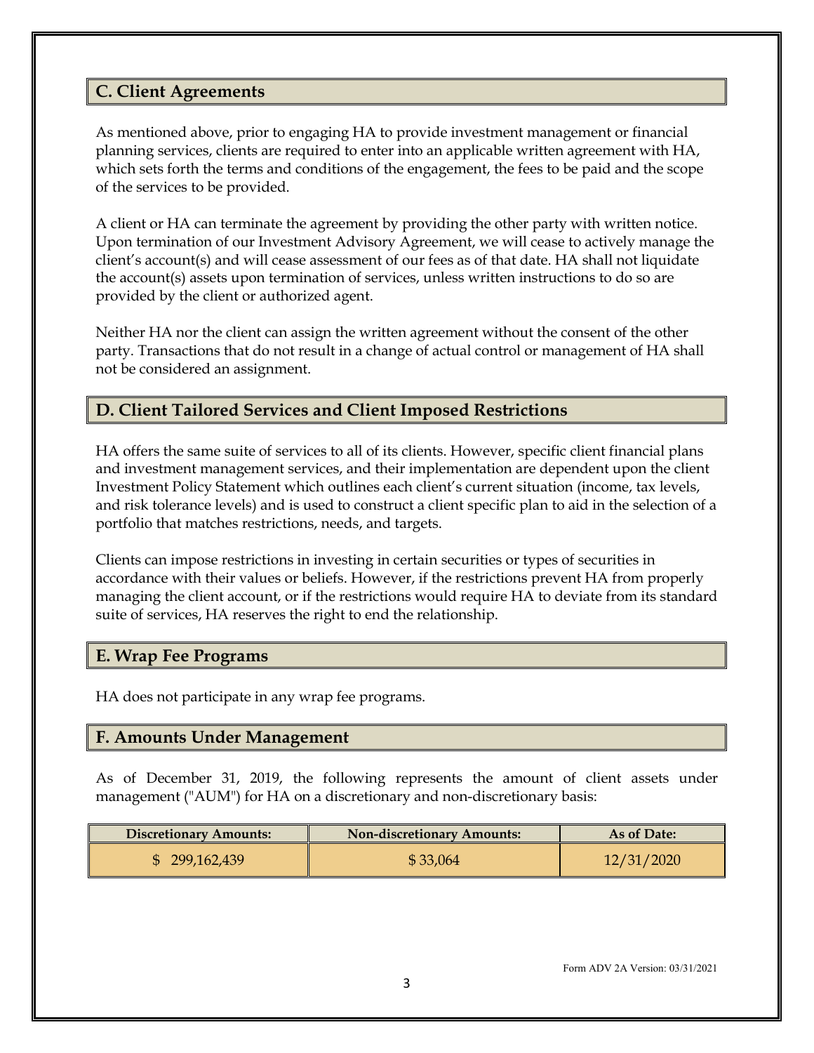## C. Client Agreements

As mentioned above, prior to engaging HA to provide investment management or financial planning services, clients are required to enter into an applicable written agreement with HA, which sets forth the terms and conditions of the engagement, the fees to be paid and the scope of the services to be provided.

A client or HA can terminate the agreement by providing the other party with written notice. Upon termination of our Investment Advisory Agreement, we will cease to actively manage the client's account(s) and will cease assessment of our fees as of that date. HA shall not liquidate the account(s) assets upon termination of services, unless written instructions to do so are provided by the client or authorized agent.

Neither HA nor the client can assign the written agreement without the consent of the other party. Transactions that do not result in a change of actual control or management of HA shall not be considered an assignment.

## D. Client Tailored Services and Client Imposed Restrictions

HA offers the same suite of services to all of its clients. However, specific client financial plans and investment management services, and their implementation are dependent upon the client Investment Policy Statement which outlines each client's current situation (income, tax levels, and risk tolerance levels) and is used to construct a client specific plan to aid in the selection of a portfolio that matches restrictions, needs, and targets.

Clients can impose restrictions in investing in certain securities or types of securities in accordance with their values or beliefs. However, if the restrictions prevent HA from properly managing the client account, or if the restrictions would require HA to deviate from its standard suite of services, HA reserves the right to end the relationship.

## E. Wrap Fee Programs

HA does not participate in any wrap fee programs.

## F. Amounts Under Management

As of December 31, 2019, the following represents the amount of client assets under management ("AUM") for HA on a discretionary and non-discretionary basis:

| Discretionary Amounts: | Non-discretionary Amounts: | As of Date: |
|---|---|---|
| $ 299,162,439 | $ 33,064 | 12/31/2020 |

Form ADV 2A Version: 03/31/2021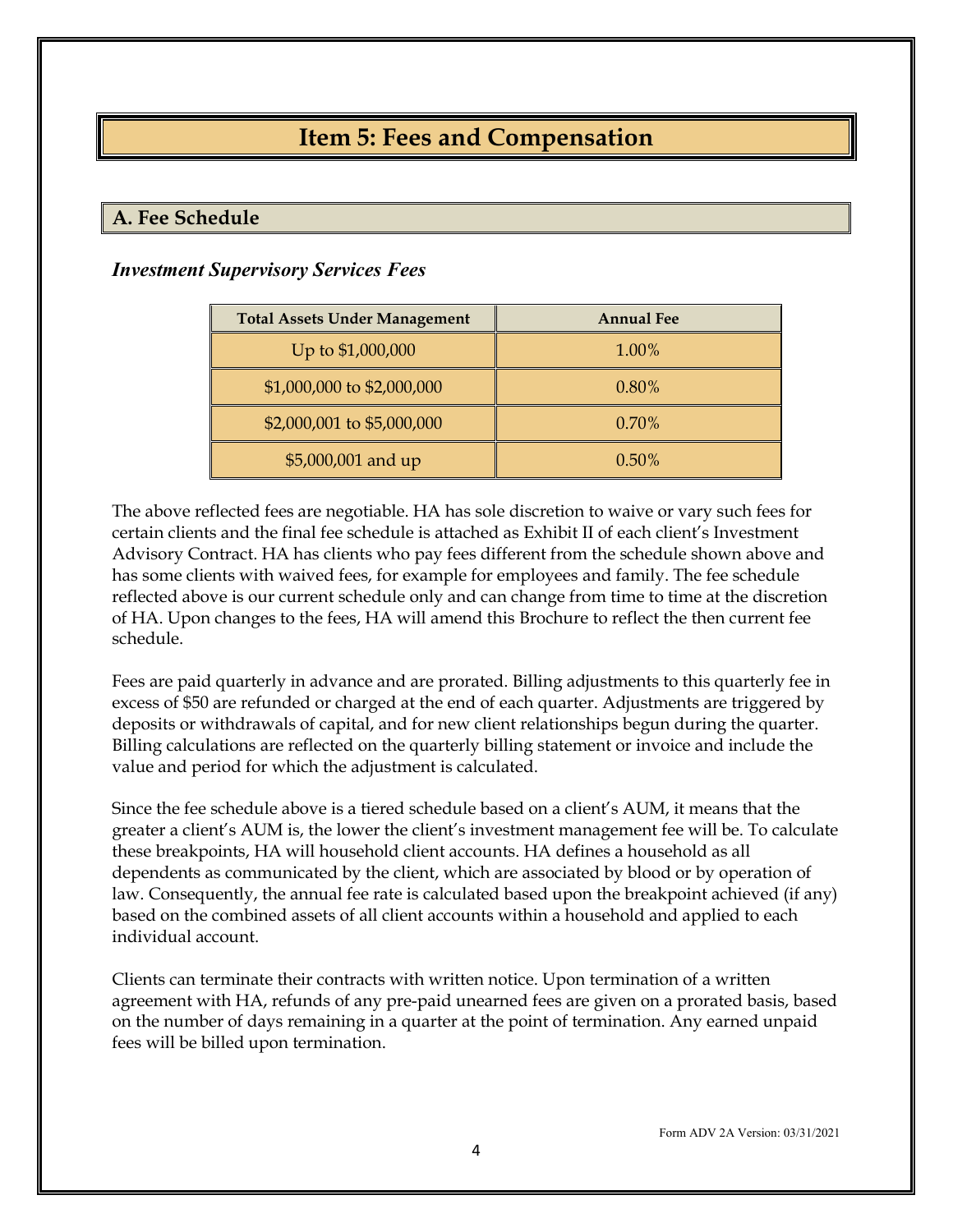# Item 5: Fees and Compensation

## A. Fee Schedule

### *Investment Supervisory Services Fees*

| Total Assets Under Management | Annual Fee |
|---|---|
| Up to $1,000,000 | 1.00% |
| $1,000,000 to $2,000,000 | 0.80% |
| $2,000,001 to $5,000,000 | 0.70% |
| $5,000,001 and up | 0.50% |

The above reflected fees are negotiable. HA has sole discretion to waive or vary such fees for certain clients and the final fee schedule is attached as Exhibit II of each client's Investment Advisory Contract. HA has clients who pay fees different from the schedule shown above and has some clients with waived fees, for example for employees and family. The fee schedule reflected above is our current schedule only and can change from time to time at the discretion of HA. Upon changes to the fees, HA will amend this Brochure to reflect the then current fee schedule.

Fees are paid quarterly in advance and are prorated. Billing adjustments to this quarterly fee in excess of $50 are refunded or charged at the end of each quarter. Adjustments are triggered by deposits or withdrawals of capital, and for new client relationships begun during the quarter. Billing calculations are reflected on the quarterly billing statement or invoice and include the value and period for which the adjustment is calculated.

Since the fee schedule above is a tiered schedule based on a client's AUM, it means that the greater a client's AUM is, the lower the client's investment management fee will be. To calculate these breakpoints, HA will household client accounts. HA defines a household as all dependents as communicated by the client, which are associated by blood or by operation of law. Consequently, the annual fee rate is calculated based upon the breakpoint achieved (if any) based on the combined assets of all client accounts within a household and applied to each individual account.

Clients can terminate their contracts with written notice. Upon termination of a written agreement with HA, refunds of any pre-paid unearned fees are given on a prorated basis, based on the number of days remaining in a quarter at the point of termination. Any earned unpaid fees will be billed upon termination.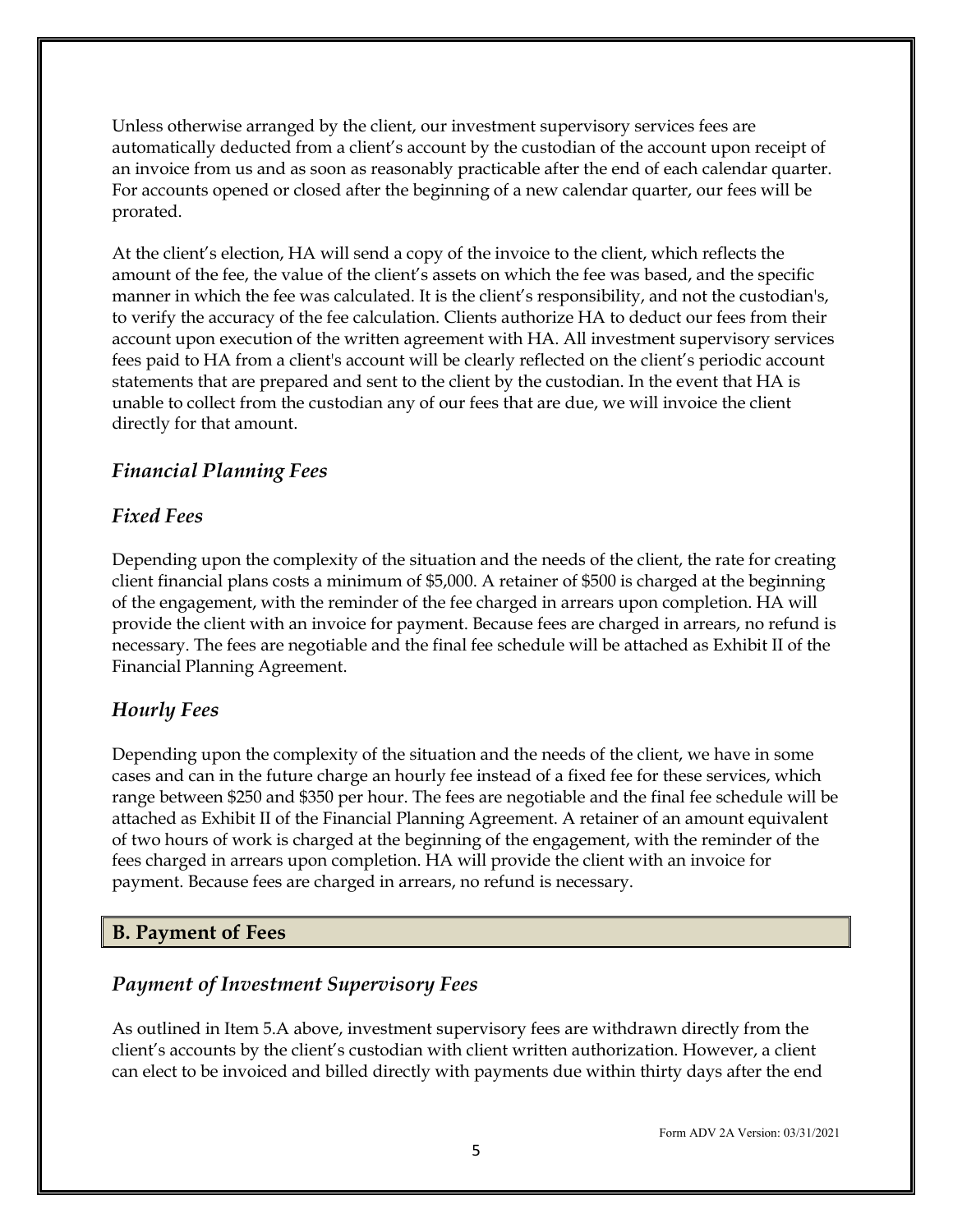Unless otherwise arranged by the client, our investment supervisory services fees are automatically deducted from a client's account by the custodian of the account upon receipt of an invoice from us and as soon as reasonably practicable after the end of each calendar quarter. For accounts opened or closed after the beginning of a new calendar quarter, our fees will be prorated.

At the client's election, HA will send a copy of the invoice to the client, which reflects the amount of the fee, the value of the client's assets on which the fee was based, and the specific manner in which the fee was calculated. It is the client's responsibility, and not the custodian's, to verify the accuracy of the fee calculation. Clients authorize HA to deduct our fees from their account upon execution of the written agreement with HA. All investment supervisory services fees paid to HA from a client's account will be clearly reflected on the client's periodic account statements that are prepared and sent to the client by the custodian. In the event that HA is unable to collect from the custodian any of our fees that are due, we will invoice the client directly for that amount.

### *Financial Planning Fees*

### *Fixed Fees*

Depending upon the complexity of the situation and the needs of the client, the rate for creating client financial plans costs a minimum of $5,000. A retainer of $500 is charged at the beginning of the engagement, with the reminder of the fee charged in arrears upon completion. HA will provide the client with an invoice for payment. Because fees are charged in arrears, no refund is necessary. The fees are negotiable and the final fee schedule will be attached as Exhibit II of the Financial Planning Agreement.

### *Hourly Fees*

Depending upon the complexity of the situation and the needs of the client, we have in some cases and can in the future charge an hourly fee instead of a fixed fee for these services, which range between $250 and $350 per hour. The fees are negotiable and the final fee schedule will be attached as Exhibit II of the Financial Planning Agreement. A retainer of an amount equivalent of two hours of work is charged at the beginning of the engagement, with the reminder of the fees charged in arrears upon completion. HA will provide the client with an invoice for payment. Because fees are charged in arrears, no refund is necessary.

## B. Payment of Fees

### *Payment of Investment Supervisory Fees*

As outlined in Item 5.A above, investment supervisory fees are withdrawn directly from the client's accounts by the client's custodian with client written authorization. However, a client can elect to be invoiced and billed directly with payments due within thirty days after the end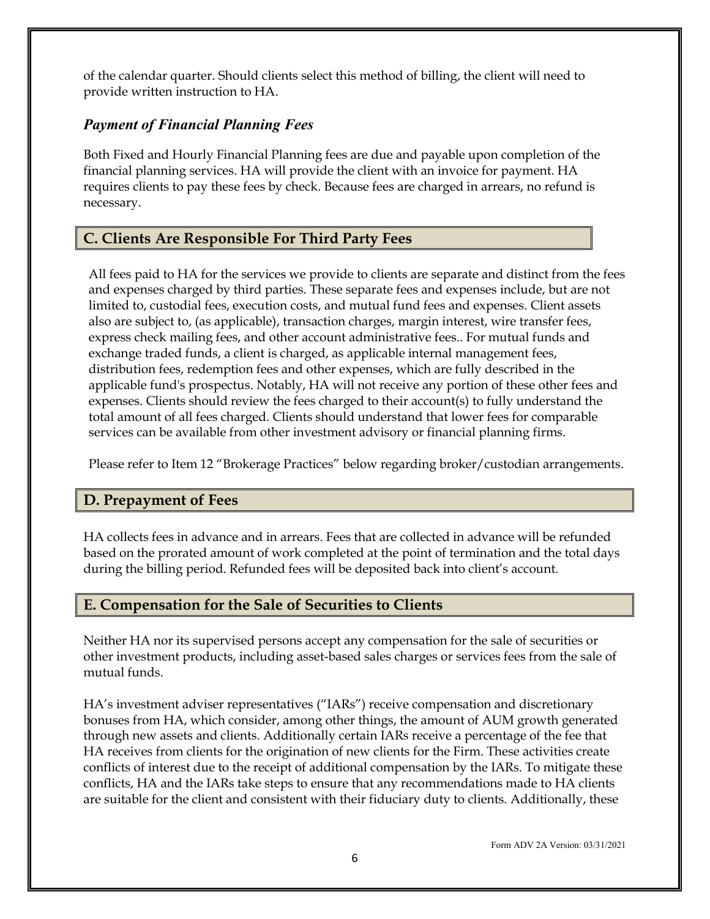of the calendar quarter. Should clients select this method of billing, the client will need to provide written instruction to HA.

### *Payment of Financial Planning Fees*

Both Fixed and Hourly Financial Planning fees are due and payable upon completion of the financial planning services. HA will provide the client with an invoice for payment. HA requires clients to pay these fees by check. Because fees are charged in arrears, no refund is necessary.

## C. Clients Are Responsible For Third Party Fees

All fees paid to HA for the services we provide to clients are separate and distinct from the fees and expenses charged by third parties. These separate fees and expenses include, but are not limited to, custodial fees, execution costs, and mutual fund fees and expenses. Client assets also are subject to, (as applicable), transaction charges, margin interest, wire transfer fees, express check mailing fees, and other account administrative fees.. For mutual funds and exchange traded funds, a client is charged, as applicable internal management fees, distribution fees, redemption fees and other expenses, which are fully described in the applicable fund's prospectus. Notably, HA will not receive any portion of these other fees and expenses. Clients should review the fees charged to their account(s) to fully understand the total amount of all fees charged. Clients should understand that lower fees for comparable services can be available from other investment advisory or financial planning firms.

Please refer to Item 12 "Brokerage Practices" below regarding broker/custodian arrangements.

## D. Prepayment of Fees

HA collects fees in advance and in arrears. Fees that are collected in advance will be refunded based on the prorated amount of work completed at the point of termination and the total days during the billing period. Refunded fees will be deposited back into client's account.

## E. Compensation for the Sale of Securities to Clients

Neither HA nor its supervised persons accept any compensation for the sale of securities or other investment products, including asset-based sales charges or services fees from the sale of mutual funds.

HA's investment adviser representatives ("IARs") receive compensation and discretionary bonuses from HA, which consider, among other things, the amount of AUM growth generated through new assets and clients. Additionally certain IARs receive a percentage of the fee that HA receives from clients for the origination of new clients for the Firm. These activities create conflicts of interest due to the receipt of additional compensation by the IARs. To mitigate these conflicts, HA and the IARs take steps to ensure that any recommendations made to HA clients are suitable for the client and consistent with their fiduciary duty to clients. Additionally, these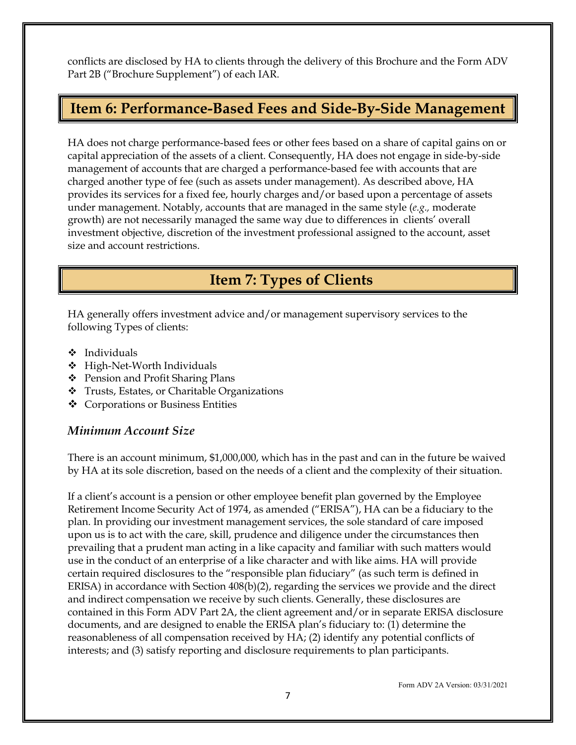conflicts are disclosed by HA to clients through the delivery of this Brochure and the Form ADV Part 2B ("Brochure Supplement") of each IAR.

## Item 6: Performance-Based Fees and Side-By-Side Management

HA does not charge performance-based fees or other fees based on a share of capital gains on or capital appreciation of the assets of a client. Consequently, HA does not engage in side-by-side management of accounts that are charged a performance-based fee with accounts that are charged another type of fee (such as assets under management). As described above, HA provides its services for a fixed fee, hourly charges and/or based upon a percentage of assets under management. Notably, accounts that are managed in the same style (*e.g.,* moderate growth) are not necessarily managed the same way due to differences in clients' overall investment objective, discretion of the investment professional assigned to the account, asset size and account restrictions.

## Item 7: Types of Clients

HA generally offers investment advice and/or management supervisory services to the following Types of clients:

- Individuals
- High-Net-Worth Individuals
- Pension and Profit Sharing Plans
- Trusts, Estates, or Charitable Organizations
- Corporations or Business Entities

### *Minimum Account Size*

There is an account minimum, $1,000,000, which has in the past and can in the future be waived by HA at its sole discretion, based on the needs of a client and the complexity of their situation.

If a client's account is a pension or other employee benefit plan governed by the Employee Retirement Income Security Act of 1974, as amended ("ERISA"), HA can be a fiduciary to the plan. In providing our investment management services, the sole standard of care imposed upon us is to act with the care, skill, prudence and diligence under the circumstances then prevailing that a prudent man acting in a like capacity and familiar with such matters would use in the conduct of an enterprise of a like character and with like aims. HA will provide certain required disclosures to the "responsible plan fiduciary" (as such term is defined in ERISA) in accordance with Section 408(b)(2), regarding the services we provide and the direct and indirect compensation we receive by such clients. Generally, these disclosures are contained in this Form ADV Part 2A, the client agreement and/or in separate ERISA disclosure documents, and are designed to enable the ERISA plan's fiduciary to: (1) determine the reasonableness of all compensation received by HA; (2) identify any potential conflicts of interests; and (3) satisfy reporting and disclosure requirements to plan participants.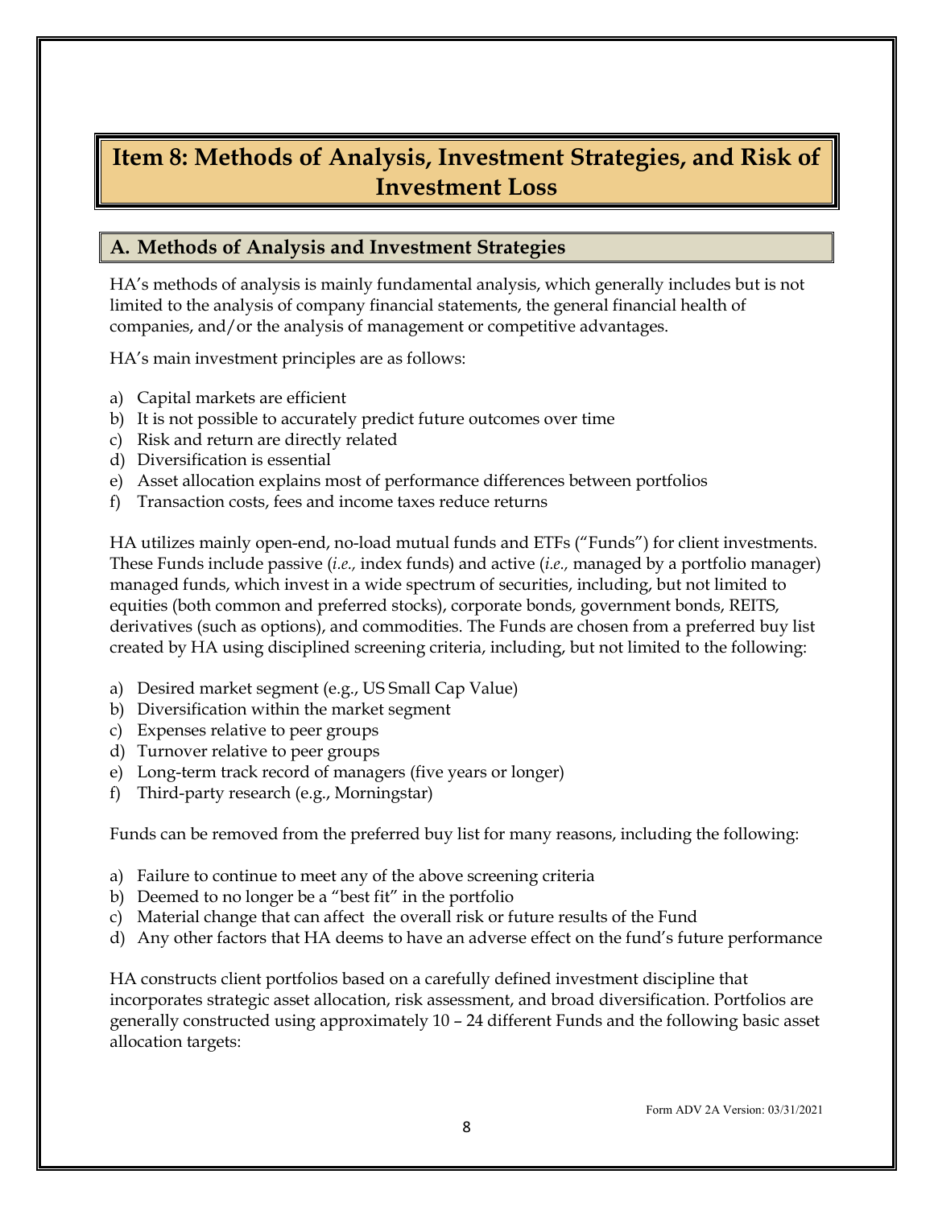# Item 8: Methods of Analysis, Investment Strategies, and Risk of Investment Loss

## A. Methods of Analysis and Investment Strategies

HA's methods of analysis is mainly fundamental analysis, which generally includes but is not limited to the analysis of company financial statements, the general financial health of companies, and/or the analysis of management or competitive advantages.

HA's main investment principles are as follows:

a) Capital markets are efficient
b) It is not possible to accurately predict future outcomes over time
c) Risk and return are directly related
d) Diversification is essential
e) Asset allocation explains most of performance differences between portfolios
f) Transaction costs, fees and income taxes reduce returns

HA utilizes mainly open-end, no-load mutual funds and ETFs ("Funds") for client investments. These Funds include passive (*i.e.,* index funds) and active (*i.e.,* managed by a portfolio manager) managed funds, which invest in a wide spectrum of securities, including, but not limited to equities (both common and preferred stocks), corporate bonds, government bonds, REITS, derivatives (such as options), and commodities. The Funds are chosen from a preferred buy list created by HA using disciplined screening criteria, including, but not limited to the following:

a) Desired market segment (e.g., US Small Cap Value)
b) Diversification within the market segment
c) Expenses relative to peer groups
d) Turnover relative to peer groups
e) Long-term track record of managers (five years or longer)
f) Third-party research (e.g., Morningstar)

Funds can be removed from the preferred buy list for many reasons, including the following:

a) Failure to continue to meet any of the above screening criteria
b) Deemed to no longer be a "best fit" in the portfolio
c) Material change that can affect the overall risk or future results of the Fund
d) Any other factors that HA deems to have an adverse effect on the fund's future performance

HA constructs client portfolios based on a carefully defined investment discipline that incorporates strategic asset allocation, risk assessment, and broad diversification. Portfolios are generally constructed using approximately 10 – 24 different Funds and the following basic asset allocation targets: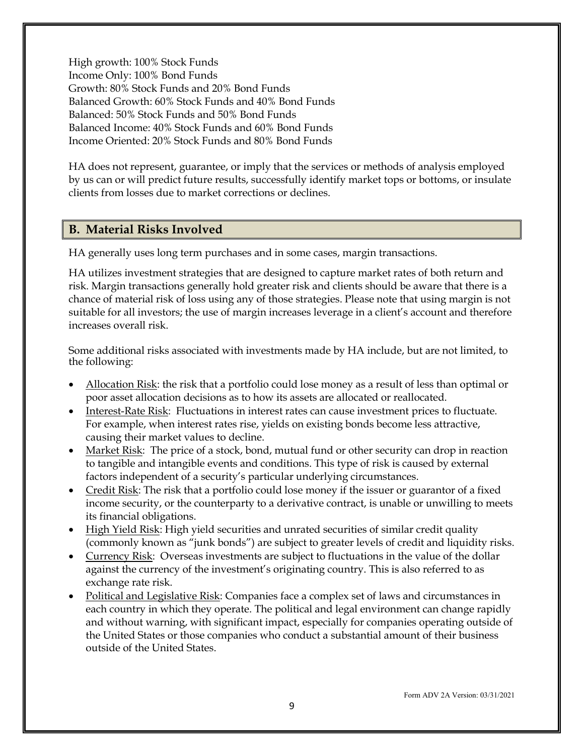High growth: 100% Stock Funds
Income Only: 100% Bond Funds
Growth: 80% Stock Funds and 20% Bond Funds
Balanced Growth: 60% Stock Funds and 40% Bond Funds
Balanced: 50% Stock Funds and 50% Bond Funds
Balanced Income: 40% Stock Funds and 60% Bond Funds
Income Oriented: 20% Stock Funds and 80% Bond Funds

HA does not represent, guarantee, or imply that the services or methods of analysis employed by us can or will predict future results, successfully identify market tops or bottoms, or insulate clients from losses due to market corrections or declines.

## B. Material Risks Involved

HA generally uses long term purchases and in some cases, margin transactions.

HA utilizes investment strategies that are designed to capture market rates of both return and risk. Margin transactions generally hold greater risk and clients should be aware that there is a chance of material risk of loss using any of those strategies. Please note that using margin is not suitable for all investors; the use of margin increases leverage in a client's account and therefore increases overall risk.

Some additional risks associated with investments made by HA include, but are not limited, to the following:

- Allocation Risk: the risk that a portfolio could lose money as a result of less than optimal or poor asset allocation decisions as to how its assets are allocated or reallocated.
- Interest-Rate Risk: Fluctuations in interest rates can cause investment prices to fluctuate. For example, when interest rates rise, yields on existing bonds become less attractive, causing their market values to decline.
- Market Risk: The price of a stock, bond, mutual fund or other security can drop in reaction to tangible and intangible events and conditions. This type of risk is caused by external factors independent of a security's particular underlying circumstances.
- Credit Risk: The risk that a portfolio could lose money if the issuer or guarantor of a fixed income security, or the counterparty to a derivative contract, is unable or unwilling to meets its financial obligations.
- High Yield Risk: High yield securities and unrated securities of similar credit quality (commonly known as "junk bonds") are subject to greater levels of credit and liquidity risks.
- Currency Risk: Overseas investments are subject to fluctuations in the value of the dollar against the currency of the investment's originating country. This is also referred to as exchange rate risk.
- Political and Legislative Risk: Companies face a complex set of laws and circumstances in each country in which they operate. The political and legal environment can change rapidly and without warning, with significant impact, especially for companies operating outside of the United States or those companies who conduct a substantial amount of their business outside of the United States.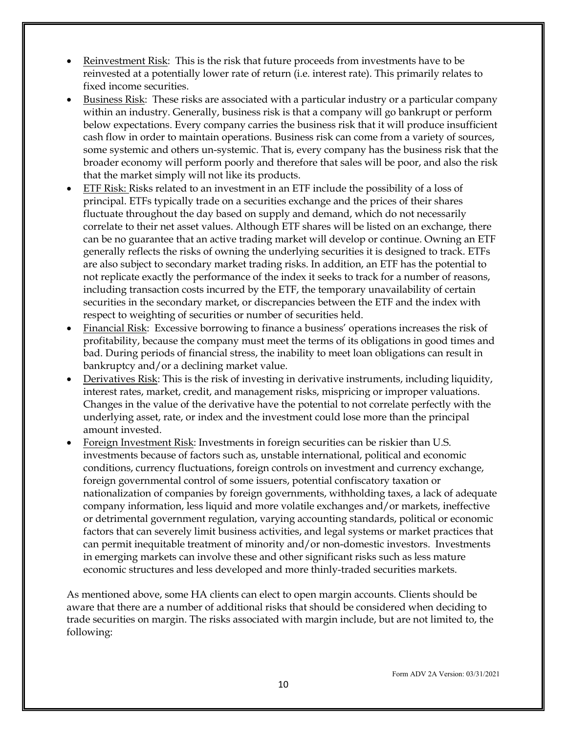- Reinvestment Risk: This is the risk that future proceeds from investments have to be reinvested at a potentially lower rate of return (i.e. interest rate). This primarily relates to fixed income securities.
- Business Risk: These risks are associated with a particular industry or a particular company within an industry. Generally, business risk is that a company will go bankrupt or perform below expectations. Every company carries the business risk that it will produce insufficient cash flow in order to maintain operations. Business risk can come from a variety of sources, some systemic and others un-systemic. That is, every company has the business risk that the broader economy will perform poorly and therefore that sales will be poor, and also the risk that the market simply will not like its products.
- ETF Risk: Risks related to an investment in an ETF include the possibility of a loss of principal. ETFs typically trade on a securities exchange and the prices of their shares fluctuate throughout the day based on supply and demand, which do not necessarily correlate to their net asset values. Although ETF shares will be listed on an exchange, there can be no guarantee that an active trading market will develop or continue. Owning an ETF generally reflects the risks of owning the underlying securities it is designed to track. ETFs are also subject to secondary market trading risks. In addition, an ETF has the potential to not replicate exactly the performance of the index it seeks to track for a number of reasons, including transaction costs incurred by the ETF, the temporary unavailability of certain securities in the secondary market, or discrepancies between the ETF and the index with respect to weighting of securities or number of securities held.
- Financial Risk: Excessive borrowing to finance a business' operations increases the risk of profitability, because the company must meet the terms of its obligations in good times and bad. During periods of financial stress, the inability to meet loan obligations can result in bankruptcy and/or a declining market value.
- Derivatives Risk: This is the risk of investing in derivative instruments, including liquidity, interest rates, market, credit, and management risks, mispricing or improper valuations. Changes in the value of the derivative have the potential to not correlate perfectly with the underlying asset, rate, or index and the investment could lose more than the principal amount invested.
- Foreign Investment Risk: Investments in foreign securities can be riskier than U.S. investments because of factors such as, unstable international, political and economic conditions, currency fluctuations, foreign controls on investment and currency exchange, foreign governmental control of some issuers, potential confiscatory taxation or nationalization of companies by foreign governments, withholding taxes, a lack of adequate company information, less liquid and more volatile exchanges and/or markets, ineffective or detrimental government regulation, varying accounting standards, political or economic factors that can severely limit business activities, and legal systems or market practices that can permit inequitable treatment of minority and/or non-domestic investors. Investments in emerging markets can involve these and other significant risks such as less mature economic structures and less developed and more thinly-traded securities markets.

As mentioned above, some HA clients can elect to open margin accounts. Clients should be aware that there are a number of additional risks that should be considered when deciding to trade securities on margin. The risks associated with margin include, but are not limited to, the following: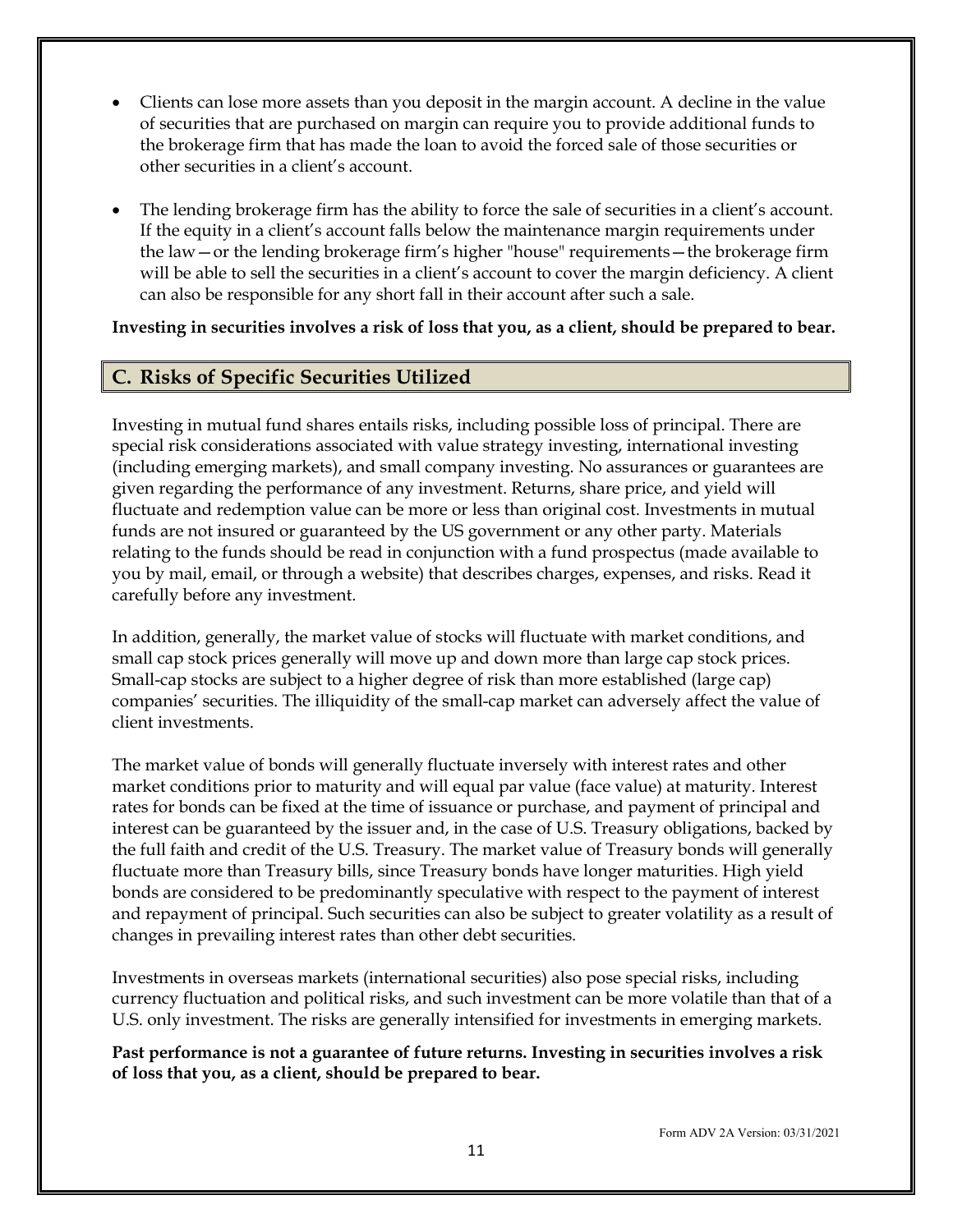- Clients can lose more assets than you deposit in the margin account. A decline in the value of securities that are purchased on margin can require you to provide additional funds to the brokerage firm that has made the loan to avoid the forced sale of those securities or other securities in a client's account.
- The lending brokerage firm has the ability to force the sale of securities in a client's account. If the equity in a client's account falls below the maintenance margin requirements under the law—or the lending brokerage firm's higher "house" requirements—the brokerage firm will be able to sell the securities in a client's account to cover the margin deficiency. A client can also be responsible for any short fall in their account after such a sale.

**Investing in securities involves a risk of loss that you, as a client, should be prepared to bear.**

## C. Risks of Specific Securities Utilized

Investing in mutual fund shares entails risks, including possible loss of principal. There are special risk considerations associated with value strategy investing, international investing (including emerging markets), and small company investing. No assurances or guarantees are given regarding the performance of any investment. Returns, share price, and yield will fluctuate and redemption value can be more or less than original cost. Investments in mutual funds are not insured or guaranteed by the US government or any other party. Materials relating to the funds should be read in conjunction with a fund prospectus (made available to you by mail, email, or through a website) that describes charges, expenses, and risks. Read it carefully before any investment.

In addition, generally, the market value of stocks will fluctuate with market conditions, and small cap stock prices generally will move up and down more than large cap stock prices. Small-cap stocks are subject to a higher degree of risk than more established (large cap) companies' securities. The illiquidity of the small-cap market can adversely affect the value of client investments.

The market value of bonds will generally fluctuate inversely with interest rates and other market conditions prior to maturity and will equal par value (face value) at maturity. Interest rates for bonds can be fixed at the time of issuance or purchase, and payment of principal and interest can be guaranteed by the issuer and, in the case of U.S. Treasury obligations, backed by the full faith and credit of the U.S. Treasury. The market value of Treasury bonds will generally fluctuate more than Treasury bills, since Treasury bonds have longer maturities. High yield bonds are considered to be predominantly speculative with respect to the payment of interest and repayment of principal. Such securities can also be subject to greater volatility as a result of changes in prevailing interest rates than other debt securities.

Investments in overseas markets (international securities) also pose special risks, including currency fluctuation and political risks, and such investment can be more volatile than that of a U.S. only investment. The risks are generally intensified for investments in emerging markets.

**Past performance is not a guarantee of future returns. Investing in securities involves a risk of loss that you, as a client, should be prepared to bear.**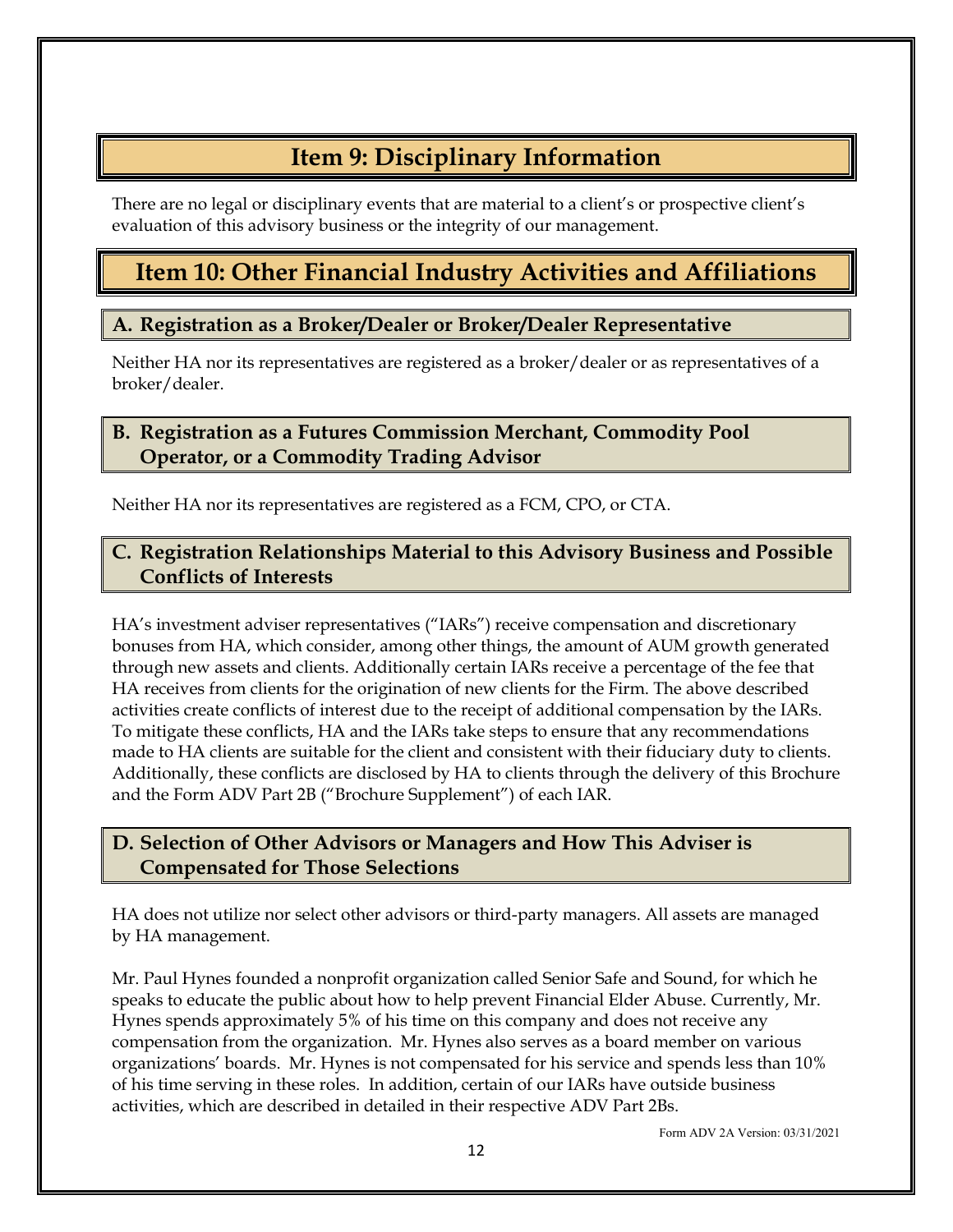# Item 9: Disciplinary Information

There are no legal or disciplinary events that are material to a client's or prospective client's evaluation of this advisory business or the integrity of our management.

# Item 10: Other Financial Industry Activities and Affiliations

## A. Registration as a Broker/Dealer or Broker/Dealer Representative

Neither HA nor its representatives are registered as a broker/dealer or as representatives of a broker/dealer.

## B. Registration as a Futures Commission Merchant, Commodity Pool Operator, or a Commodity Trading Advisor

Neither HA nor its representatives are registered as a FCM, CPO, or CTA.

## C. Registration Relationships Material to this Advisory Business and Possible Conflicts of Interests

HA's investment adviser representatives ("IARs") receive compensation and discretionary bonuses from HA, which consider, among other things, the amount of AUM growth generated through new assets and clients. Additionally certain IARs receive a percentage of the fee that HA receives from clients for the origination of new clients for the Firm. The above described activities create conflicts of interest due to the receipt of additional compensation by the IARs. To mitigate these conflicts, HA and the IARs take steps to ensure that any recommendations made to HA clients are suitable for the client and consistent with their fiduciary duty to clients. Additionally, these conflicts are disclosed by HA to clients through the delivery of this Brochure and the Form ADV Part 2B ("Brochure Supplement") of each IAR.

## D. Selection of Other Advisors or Managers and How This Adviser is Compensated for Those Selections

HA does not utilize nor select other advisors or third-party managers. All assets are managed by HA management.

Mr. Paul Hynes founded a nonprofit organization called Senior Safe and Sound, for which he speaks to educate the public about how to help prevent Financial Elder Abuse. Currently, Mr. Hynes spends approximately 5% of his time on this company and does not receive any compensation from the organization. Mr. Hynes also serves as a board member on various organizations' boards. Mr. Hynes is not compensated for his service and spends less than 10% of his time serving in these roles. In addition, certain of our IARs have outside business activities, which are described in detailed in their respective ADV Part 2Bs.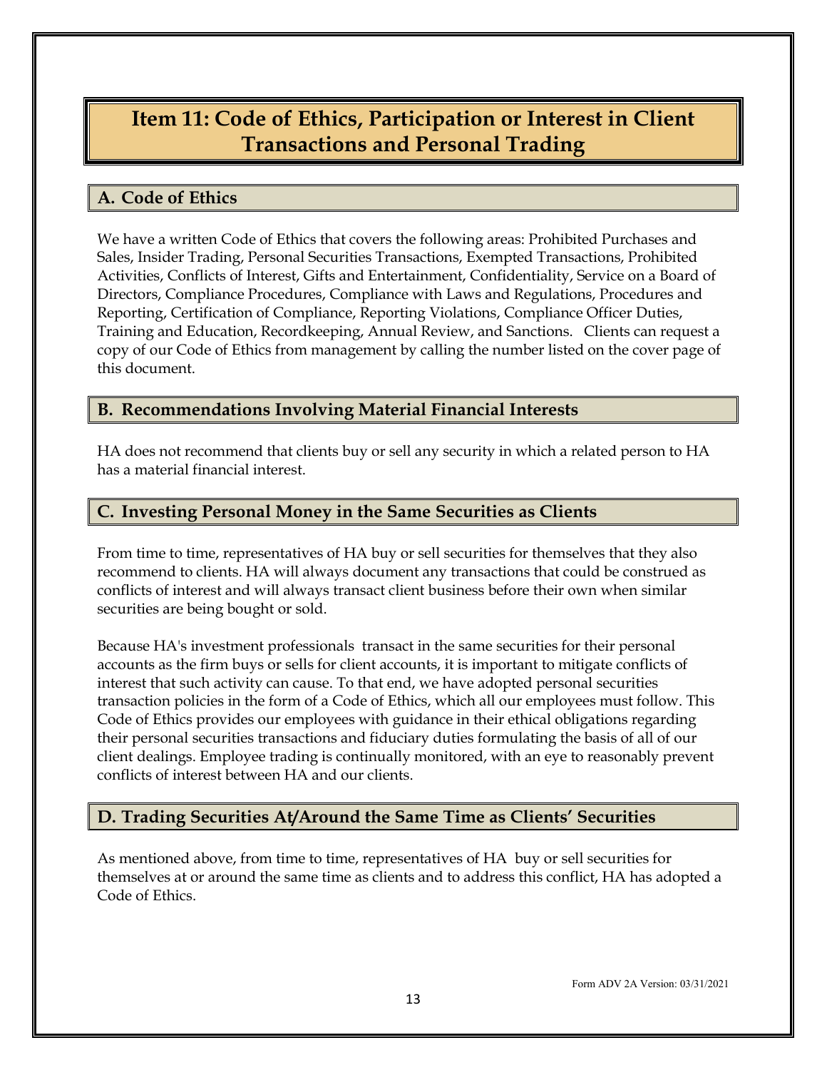# Item 11: Code of Ethics, Participation or Interest in Client Transactions and Personal Trading

## A. Code of Ethics

We have a written Code of Ethics that covers the following areas: Prohibited Purchases and Sales, Insider Trading, Personal Securities Transactions, Exempted Transactions, Prohibited Activities, Conflicts of Interest, Gifts and Entertainment, Confidentiality, Service on a Board of Directors, Compliance Procedures, Compliance with Laws and Regulations, Procedures and Reporting, Certification of Compliance, Reporting Violations, Compliance Officer Duties, Training and Education, Recordkeeping, Annual Review, and Sanctions. Clients can request a copy of our Code of Ethics from management by calling the number listed on the cover page of this document.

## B. Recommendations Involving Material Financial Interests

HA does not recommend that clients buy or sell any security in which a related person to HA has a material financial interest.

## C. Investing Personal Money in the Same Securities as Clients

From time to time, representatives of HA buy or sell securities for themselves that they also recommend to clients. HA will always document any transactions that could be construed as conflicts of interest and will always transact client business before their own when similar securities are being bought or sold.

Because HA's investment professionals transact in the same securities for their personal accounts as the firm buys or sells for client accounts, it is important to mitigate conflicts of interest that such activity can cause. To that end, we have adopted personal securities transaction policies in the form of a Code of Ethics, which all our employees must follow. This Code of Ethics provides our employees with guidance in their ethical obligations regarding their personal securities transactions and fiduciary duties formulating the basis of all of our client dealings. Employee trading is continually monitored, with an eye to reasonably prevent conflicts of interest between HA and our clients.

## D. Trading Securities At/Around the Same Time as Clients' Securities

As mentioned above, from time to time, representatives of HA buy or sell securities for themselves at or around the same time as clients and to address this conflict, HA has adopted a Code of Ethics.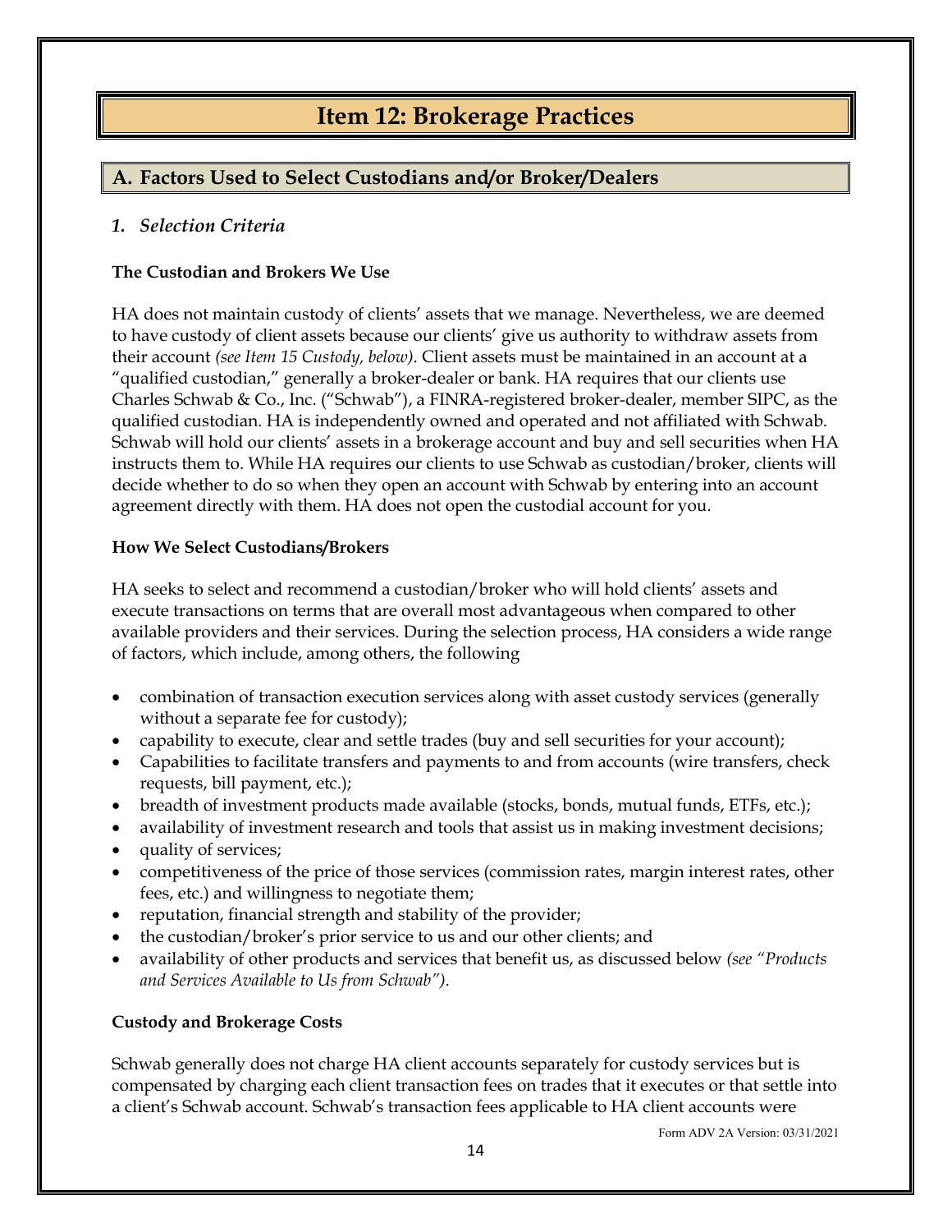# Item 12: Brokerage Practices

## A. Factors Used to Select Custodians and/or Broker/Dealers

### *1. Selection Criteria*

**The Custodian and Brokers We Use**

HA does not maintain custody of clients' assets that we manage. Nevertheless, we are deemed to have custody of client assets because our clients' give us authority to withdraw assets from their account *(see Item 15 Custody, below)*. Client assets must be maintained in an account at a "qualified custodian," generally a broker-dealer or bank. HA requires that our clients use Charles Schwab & Co., Inc. ("Schwab"), a FINRA-registered broker-dealer, member SIPC, as the qualified custodian. HA is independently owned and operated and not affiliated with Schwab. Schwab will hold our clients' assets in a brokerage account and buy and sell securities when HA instructs them to. While HA requires our clients to use Schwab as custodian/broker, clients will decide whether to do so when they open an account with Schwab by entering into an account agreement directly with them. HA does not open the custodial account for you.

**How We Select Custodians/Brokers**

HA seeks to select and recommend a custodian/broker who will hold clients' assets and execute transactions on terms that are overall most advantageous when compared to other available providers and their services. During the selection process, HA considers a wide range of factors, which include, among others, the following

- combination of transaction execution services along with asset custody services (generally without a separate fee for custody);
- capability to execute, clear and settle trades (buy and sell securities for your account);
- Capabilities to facilitate transfers and payments to and from accounts (wire transfers, check requests, bill payment, etc.);
- breadth of investment products made available (stocks, bonds, mutual funds, ETFs, etc.);
- availability of investment research and tools that assist us in making investment decisions;
- quality of services;
- competitiveness of the price of those services (commission rates, margin interest rates, other fees, etc.) and willingness to negotiate them;
- reputation, financial strength and stability of the provider;
- the custodian/broker's prior service to us and our other clients; and
- availability of other products and services that benefit us, as discussed below *(see "Products and Services Available to Us from Schwab")*.

**Custody and Brokerage Costs**

Schwab generally does not charge HA client accounts separately for custody services but is compensated by charging each client transaction fees on trades that it executes or that settle into a client's Schwab account. Schwab's transaction fees applicable to HA client accounts were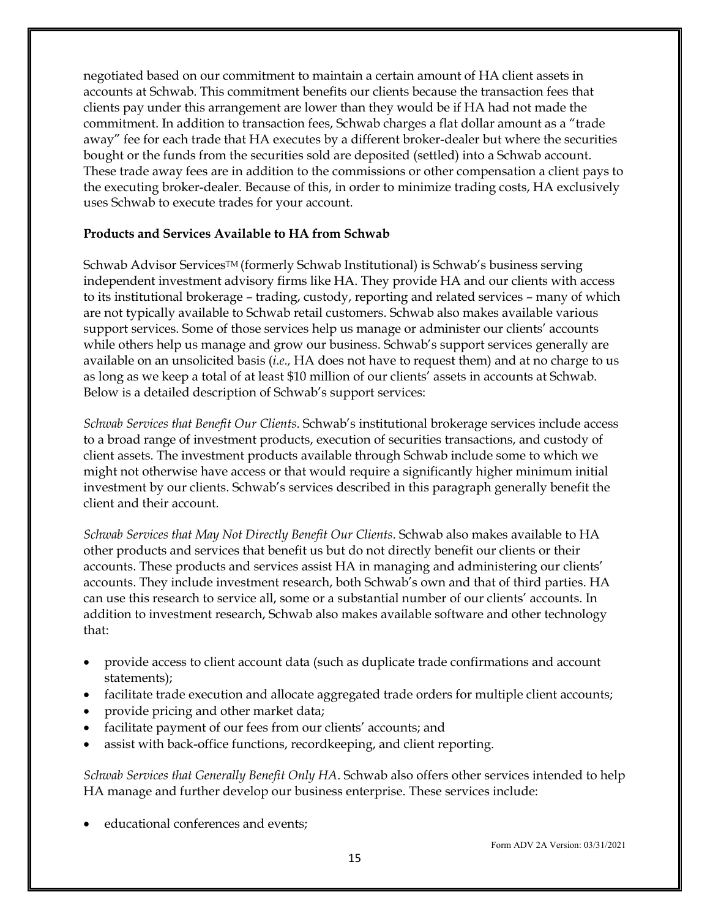negotiated based on our commitment to maintain a certain amount of HA client assets in accounts at Schwab. This commitment benefits our clients because the transaction fees that clients pay under this arrangement are lower than they would be if HA had not made the commitment. In addition to transaction fees, Schwab charges a flat dollar amount as a "trade away" fee for each trade that HA executes by a different broker-dealer but where the securities bought or the funds from the securities sold are deposited (settled) into a Schwab account. These trade away fees are in addition to the commissions or other compensation a client pays to the executing broker-dealer. Because of this, in order to minimize trading costs, HA exclusively uses Schwab to execute trades for your account.

**Products and Services Available to HA from Schwab**

Schwab Advisor Services™ (formerly Schwab Institutional) is Schwab's business serving independent investment advisory firms like HA. They provide HA and our clients with access to its institutional brokerage – trading, custody, reporting and related services – many of which are not typically available to Schwab retail customers. Schwab also makes available various support services. Some of those services help us manage or administer our clients' accounts while others help us manage and grow our business. Schwab's support services generally are available on an unsolicited basis (*i.e.,* HA does not have to request them) and at no charge to us as long as we keep a total of at least $10 million of our clients' assets in accounts at Schwab. Below is a detailed description of Schwab's support services:

*Schwab Services that Benefit Our Clients*. Schwab's institutional brokerage services include access to a broad range of investment products, execution of securities transactions, and custody of client assets. The investment products available through Schwab include some to which we might not otherwise have access or that would require a significantly higher minimum initial investment by our clients. Schwab's services described in this paragraph generally benefit the client and their account.

*Schwab Services that May Not Directly Benefit Our Clients*. Schwab also makes available to HA other products and services that benefit us but do not directly benefit our clients or their accounts. These products and services assist HA in managing and administering our clients' accounts. They include investment research, both Schwab's own and that of third parties. HA can use this research to service all, some or a substantial number of our clients' accounts. In addition to investment research, Schwab also makes available software and other technology that:

- provide access to client account data (such as duplicate trade confirmations and account statements);
- facilitate trade execution and allocate aggregated trade orders for multiple client accounts;
- provide pricing and other market data;
- facilitate payment of our fees from our clients' accounts; and
- assist with back-office functions, recordkeeping, and client reporting.

*Schwab Services that Generally Benefit Only HA*. Schwab also offers other services intended to help HA manage and further develop our business enterprise. These services include:

- educational conferences and events;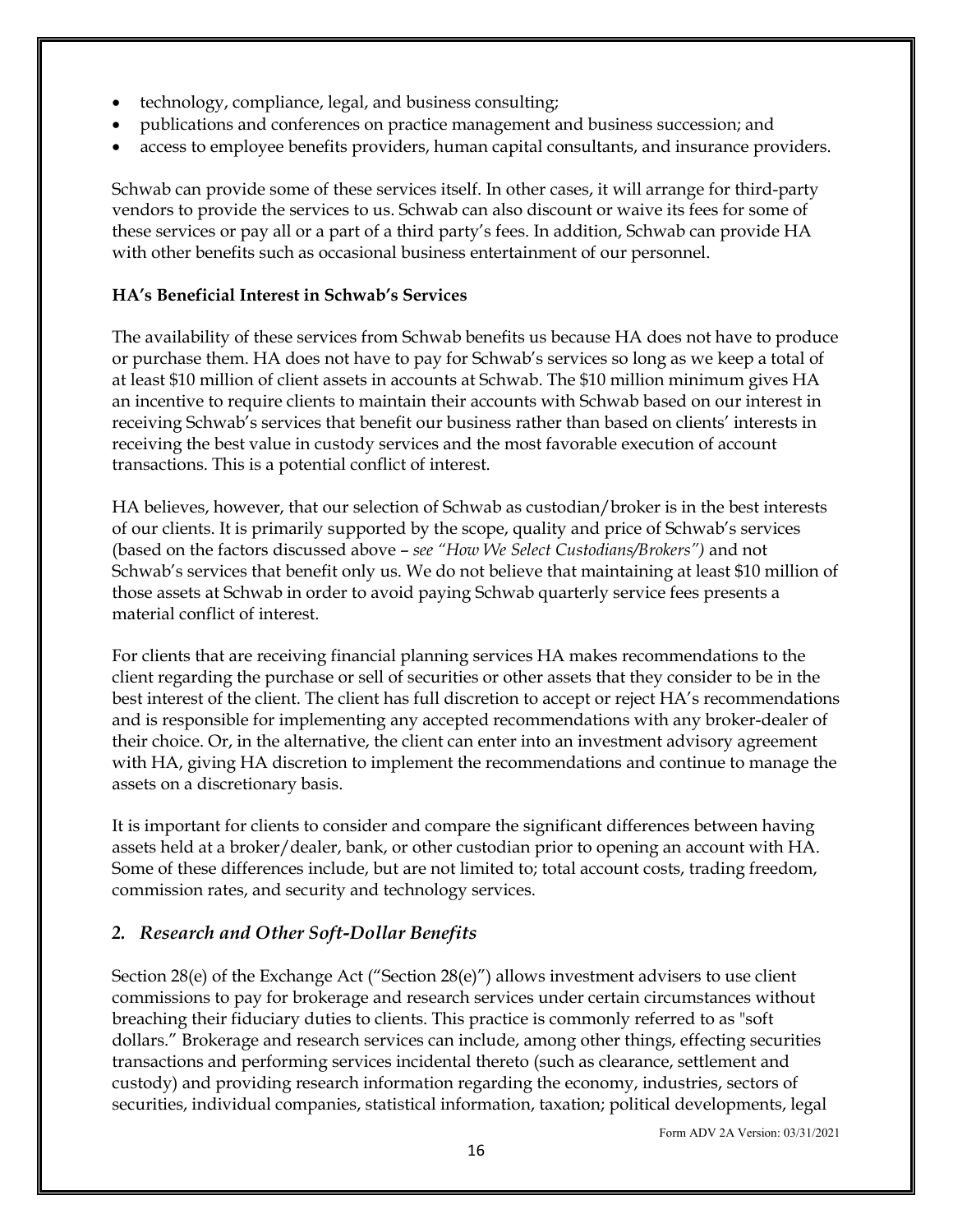- technology, compliance, legal, and business consulting;
- publications and conferences on practice management and business succession; and
- access to employee benefits providers, human capital consultants, and insurance providers.

Schwab can provide some of these services itself. In other cases, it will arrange for third-party vendors to provide the services to us. Schwab can also discount or waive its fees for some of these services or pay all or a part of a third party's fees. In addition, Schwab can provide HA with other benefits such as occasional business entertainment of our personnel.

**HA's Beneficial Interest in Schwab's Services**

The availability of these services from Schwab benefits us because HA does not have to produce or purchase them. HA does not have to pay for Schwab's services so long as we keep a total of at least $10 million of client assets in accounts at Schwab. The $10 million minimum gives HA an incentive to require clients to maintain their accounts with Schwab based on our interest in receiving Schwab's services that benefit our business rather than based on clients' interests in receiving the best value in custody services and the most favorable execution of account transactions. This is a potential conflict of interest.

HA believes, however, that our selection of Schwab as custodian/broker is in the best interests of our clients. It is primarily supported by the scope, quality and price of Schwab's services (based on the factors discussed above – *see "How We Select Custodians/Brokers")* and not Schwab's services that benefit only us. We do not believe that maintaining at least $10 million of those assets at Schwab in order to avoid paying Schwab quarterly service fees presents a material conflict of interest.

For clients that are receiving financial planning services HA makes recommendations to the client regarding the purchase or sell of securities or other assets that they consider to be in the best interest of the client. The client has full discretion to accept or reject HA's recommendations and is responsible for implementing any accepted recommendations with any broker-dealer of their choice. Or, in the alternative, the client can enter into an investment advisory agreement with HA, giving HA discretion to implement the recommendations and continue to manage the assets on a discretionary basis.

It is important for clients to consider and compare the significant differences between having assets held at a broker/dealer, bank, or other custodian prior to opening an account with HA. Some of these differences include, but are not limited to; total account costs, trading freedom, commission rates, and security and technology services.

## *2. Research and Other Soft-Dollar Benefits*

Section 28(e) of the Exchange Act ("Section 28(e)") allows investment advisers to use client commissions to pay for brokerage and research services under certain circumstances without breaching their fiduciary duties to clients. This practice is commonly referred to as "soft dollars." Brokerage and research services can include, among other things, effecting securities transactions and performing services incidental thereto (such as clearance, settlement and custody) and providing research information regarding the economy, industries, sectors of securities, individual companies, statistical information, taxation; political developments, legal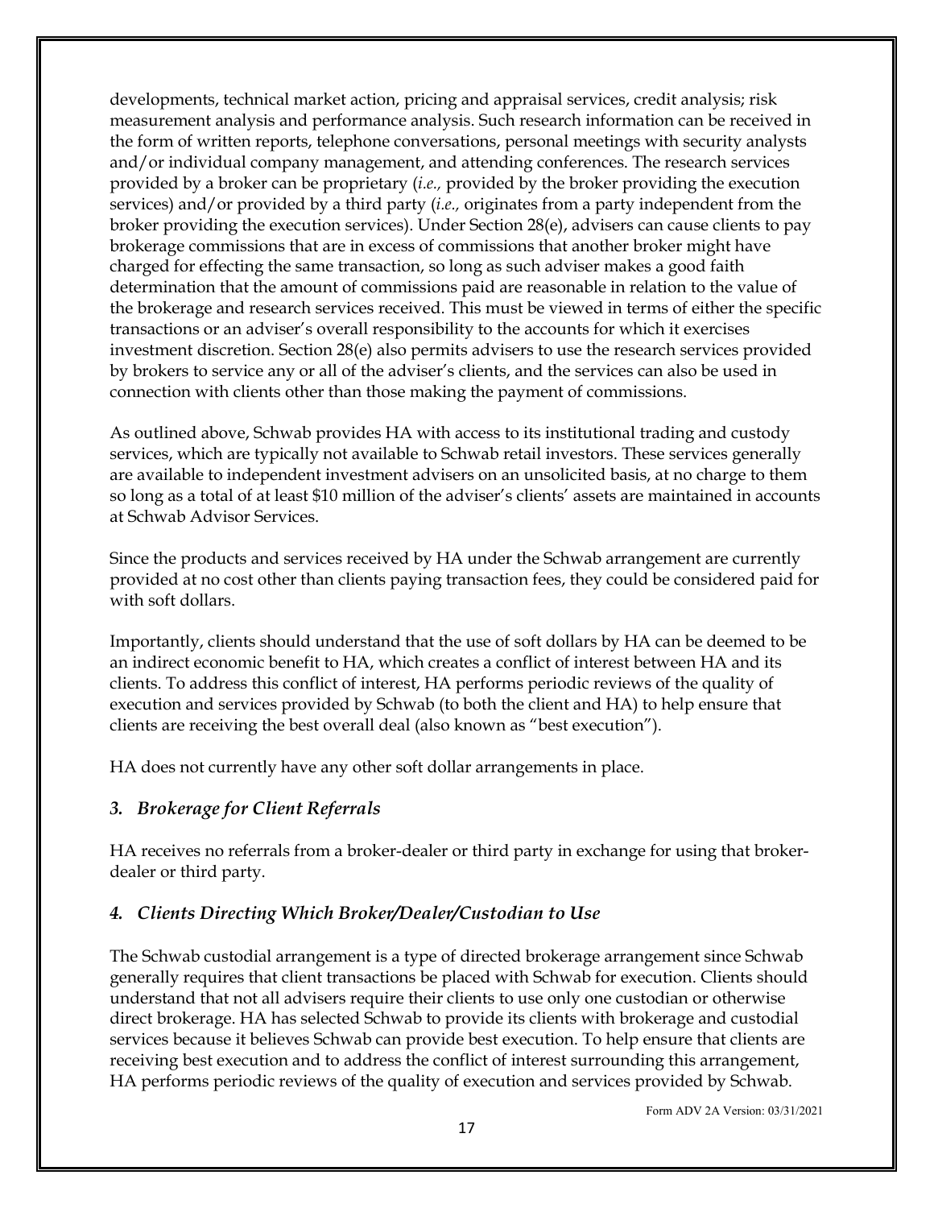developments, technical market action, pricing and appraisal services, credit analysis; risk measurement analysis and performance analysis. Such research information can be received in the form of written reports, telephone conversations, personal meetings with security analysts and/or individual company management, and attending conferences. The research services provided by a broker can be proprietary (*i.e.,* provided by the broker providing the execution services) and/or provided by a third party (*i.e.,* originates from a party independent from the broker providing the execution services). Under Section 28(e), advisers can cause clients to pay brokerage commissions that are in excess of commissions that another broker might have charged for effecting the same transaction, so long as such adviser makes a good faith determination that the amount of commissions paid are reasonable in relation to the value of the brokerage and research services received. This must be viewed in terms of either the specific transactions or an adviser's overall responsibility to the accounts for which it exercises investment discretion. Section 28(e) also permits advisers to use the research services provided by brokers to service any or all of the adviser's clients, and the services can also be used in connection with clients other than those making the payment of commissions.

As outlined above, Schwab provides HA with access to its institutional trading and custody services, which are typically not available to Schwab retail investors. These services generally are available to independent investment advisers on an unsolicited basis, at no charge to them so long as a total of at least $10 million of the adviser's clients' assets are maintained in accounts at Schwab Advisor Services.

Since the products and services received by HA under the Schwab arrangement are currently provided at no cost other than clients paying transaction fees, they could be considered paid for with soft dollars.

Importantly, clients should understand that the use of soft dollars by HA can be deemed to be an indirect economic benefit to HA, which creates a conflict of interest between HA and its clients. To address this conflict of interest, HA performs periodic reviews of the quality of execution and services provided by Schwab (to both the client and HA) to help ensure that clients are receiving the best overall deal (also known as "best execution").

HA does not currently have any other soft dollar arrangements in place.

### *3. Brokerage for Client Referrals*

HA receives no referrals from a broker-dealer or third party in exchange for using that broker-dealer or third party.

### *4. Clients Directing Which Broker/Dealer/Custodian to Use*

The Schwab custodial arrangement is a type of directed brokerage arrangement since Schwab generally requires that client transactions be placed with Schwab for execution. Clients should understand that not all advisers require their clients to use only one custodian or otherwise direct brokerage. HA has selected Schwab to provide its clients with brokerage and custodial services because it believes Schwab can provide best execution. To help ensure that clients are receiving best execution and to address the conflict of interest surrounding this arrangement, HA performs periodic reviews of the quality of execution and services provided by Schwab.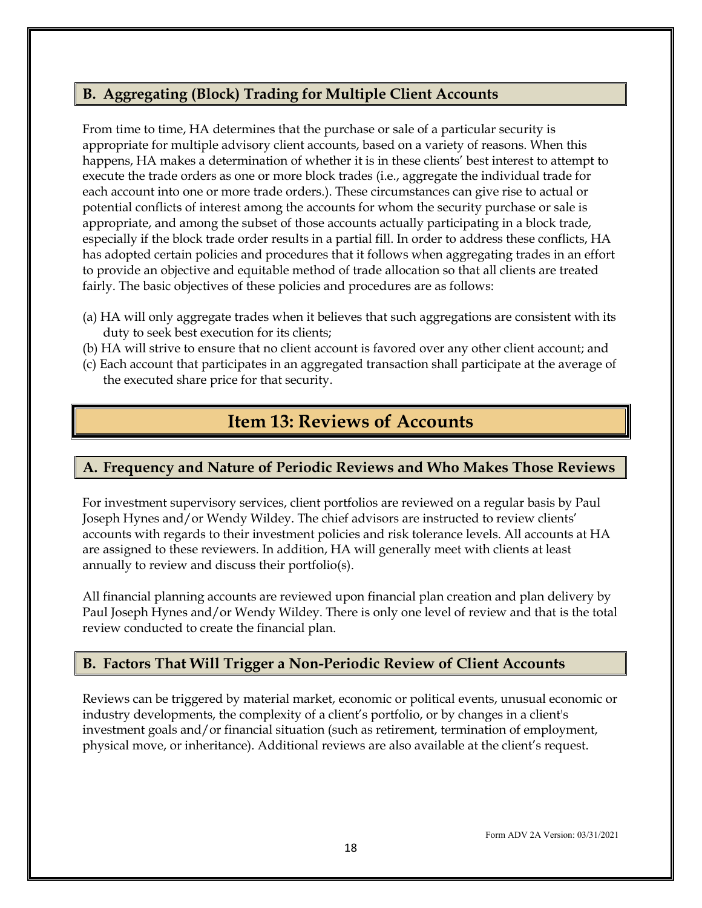### B. Aggregating (Block) Trading for Multiple Client Accounts

From time to time, HA determines that the purchase or sale of a particular security is appropriate for multiple advisory client accounts, based on a variety of reasons. When this happens, HA makes a determination of whether it is in these clients' best interest to attempt to execute the trade orders as one or more block trades (i.e., aggregate the individual trade for each account into one or more trade orders.). These circumstances can give rise to actual or potential conflicts of interest among the accounts for whom the security purchase or sale is appropriate, and among the subset of those accounts actually participating in a block trade, especially if the block trade order results in a partial fill. In order to address these conflicts, HA has adopted certain policies and procedures that it follows when aggregating trades in an effort to provide an objective and equitable method of trade allocation so that all clients are treated fairly. The basic objectives of these policies and procedures are as follows:

(a) HA will only aggregate trades when it believes that such aggregations are consistent with its duty to seek best execution for its clients;
(b) HA will strive to ensure that no client account is favored over any other client account; and
(c) Each account that participates in an aggregated transaction shall participate at the average of the executed share price for that security.

## Item 13: Reviews of Accounts

### A. Frequency and Nature of Periodic Reviews and Who Makes Those Reviews

For investment supervisory services, client portfolios are reviewed on a regular basis by Paul Joseph Hynes and/or Wendy Wildey. The chief advisors are instructed to review clients' accounts with regards to their investment policies and risk tolerance levels. All accounts at HA are assigned to these reviewers. In addition, HA will generally meet with clients at least annually to review and discuss their portfolio(s).

All financial planning accounts are reviewed upon financial plan creation and plan delivery by Paul Joseph Hynes and/or Wendy Wildey. There is only one level of review and that is the total review conducted to create the financial plan.

### B. Factors That Will Trigger a Non-Periodic Review of Client Accounts

Reviews can be triggered by material market, economic or political events, unusual economic or industry developments, the complexity of a client's portfolio, or by changes in a client's investment goals and/or financial situation (such as retirement, termination of employment, physical move, or inheritance). Additional reviews are also available at the client's request.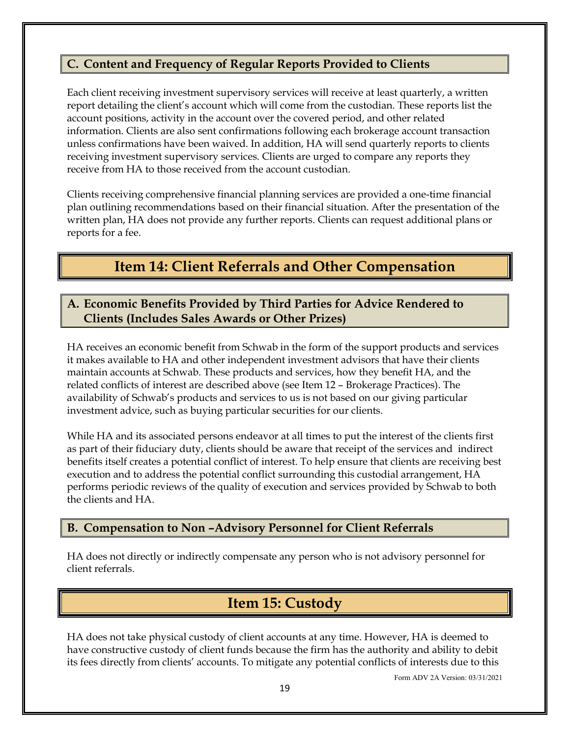### C. Content and Frequency of Regular Reports Provided to Clients

Each client receiving investment supervisory services will receive at least quarterly, a written report detailing the client's account which will come from the custodian. These reports list the account positions, activity in the account over the covered period, and other related information. Clients are also sent confirmations following each brokerage account transaction unless confirmations have been waived. In addition, HA will send quarterly reports to clients receiving investment supervisory services. Clients are urged to compare any reports they receive from HA to those received from the account custodian.

Clients receiving comprehensive financial planning services are provided a one-time financial plan outlining recommendations based on their financial situation. After the presentation of the written plan, HA does not provide any further reports. Clients can request additional plans or reports for a fee.

## Item 14: Client Referrals and Other Compensation

### A. Economic Benefits Provided by Third Parties for Advice Rendered to Clients (Includes Sales Awards or Other Prizes)

HA receives an economic benefit from Schwab in the form of the support products and services it makes available to HA and other independent investment advisors that have their clients maintain accounts at Schwab. These products and services, how they benefit HA, and the related conflicts of interest are described above (see Item 12 – Brokerage Practices). The availability of Schwab's products and services to us is not based on our giving particular investment advice, such as buying particular securities for our clients.

While HA and its associated persons endeavor at all times to put the interest of the clients first as part of their fiduciary duty, clients should be aware that receipt of the services and indirect benefits itself creates a potential conflict of interest. To help ensure that clients are receiving best execution and to address the potential conflict surrounding this custodial arrangement, HA performs periodic reviews of the quality of execution and services provided by Schwab to both the clients and HA.

### B. Compensation to Non –Advisory Personnel for Client Referrals

HA does not directly or indirectly compensate any person who is not advisory personnel for client referrals.

## Item 15: Custody

HA does not take physical custody of client accounts at any time. However, HA is deemed to have constructive custody of client funds because the firm has the authority and ability to debit its fees directly from clients' accounts. To mitigate any potential conflicts of interests due to this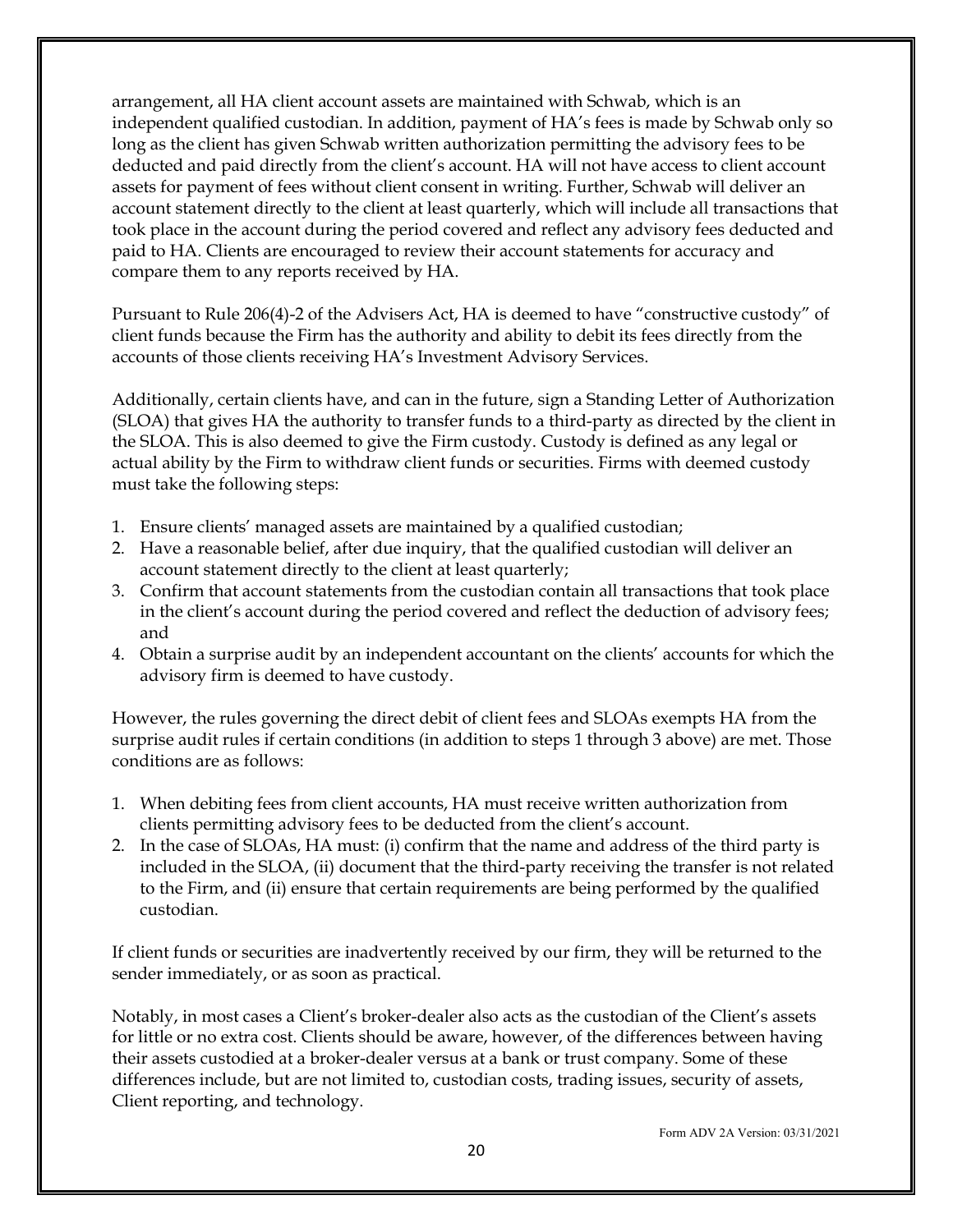arrangement, all HA client account assets are maintained with Schwab, which is an independent qualified custodian. In addition, payment of HA's fees is made by Schwab only so long as the client has given Schwab written authorization permitting the advisory fees to be deducted and paid directly from the client's account. HA will not have access to client account assets for payment of fees without client consent in writing. Further, Schwab will deliver an account statement directly to the client at least quarterly, which will include all transactions that took place in the account during the period covered and reflect any advisory fees deducted and paid to HA. Clients are encouraged to review their account statements for accuracy and compare them to any reports received by HA.

Pursuant to Rule 206(4)-2 of the Advisers Act, HA is deemed to have "constructive custody" of client funds because the Firm has the authority and ability to debit its fees directly from the accounts of those clients receiving HA's Investment Advisory Services.

Additionally, certain clients have, and can in the future, sign a Standing Letter of Authorization (SLOA) that gives HA the authority to transfer funds to a third-party as directed by the client in the SLOA. This is also deemed to give the Firm custody. Custody is defined as any legal or actual ability by the Firm to withdraw client funds or securities. Firms with deemed custody must take the following steps:

1. Ensure clients' managed assets are maintained by a qualified custodian;
2. Have a reasonable belief, after due inquiry, that the qualified custodian will deliver an account statement directly to the client at least quarterly;
3. Confirm that account statements from the custodian contain all transactions that took place in the client's account during the period covered and reflect the deduction of advisory fees; and
4. Obtain a surprise audit by an independent accountant on the clients' accounts for which the advisory firm is deemed to have custody.

However, the rules governing the direct debit of client fees and SLOAs exempts HA from the surprise audit rules if certain conditions (in addition to steps 1 through 3 above) are met. Those conditions are as follows:

1. When debiting fees from client accounts, HA must receive written authorization from clients permitting advisory fees to be deducted from the client's account.
2. In the case of SLOAs, HA must: (i) confirm that the name and address of the third party is included in the SLOA, (ii) document that the third-party receiving the transfer is not related to the Firm, and (ii) ensure that certain requirements are being performed by the qualified custodian.

If client funds or securities are inadvertently received by our firm, they will be returned to the sender immediately, or as soon as practical.

Notably, in most cases a Client's broker-dealer also acts as the custodian of the Client's assets for little or no extra cost. Clients should be aware, however, of the differences between having their assets custodied at a broker-dealer versus at a bank or trust company. Some of these differences include, but are not limited to, custodian costs, trading issues, security of assets, Client reporting, and technology.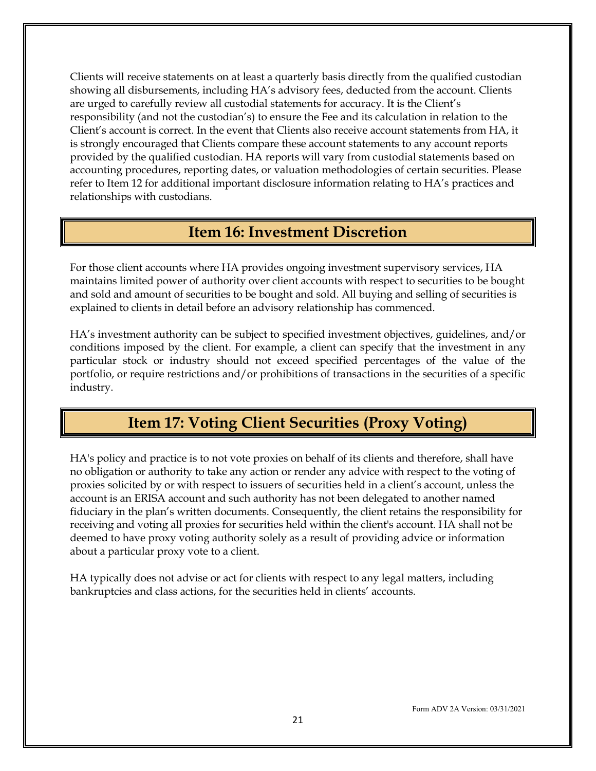Clients will receive statements on at least a quarterly basis directly from the qualified custodian showing all disbursements, including HA's advisory fees, deducted from the account. Clients are urged to carefully review all custodial statements for accuracy. It is the Client's responsibility (and not the custodian's) to ensure the Fee and its calculation in relation to the Client's account is correct. In the event that Clients also receive account statements from HA, it is strongly encouraged that Clients compare these account statements to any account reports provided by the qualified custodian. HA reports will vary from custodial statements based on accounting procedures, reporting dates, or valuation methodologies of certain securities. Please refer to Item 12 for additional important disclosure information relating to HA's practices and relationships with custodians.

## Item 16: Investment Discretion

For those client accounts where HA provides ongoing investment supervisory services, HA maintains limited power of authority over client accounts with respect to securities to be bought and sold and amount of securities to be bought and sold. All buying and selling of securities is explained to clients in detail before an advisory relationship has commenced.

HA's investment authority can be subject to specified investment objectives, guidelines, and/or conditions imposed by the client. For example, a client can specify that the investment in any particular stock or industry should not exceed specified percentages of the value of the portfolio, or require restrictions and/or prohibitions of transactions in the securities of a specific industry.

## Item 17: Voting Client Securities (Proxy Voting)

HA's policy and practice is to not vote proxies on behalf of its clients and therefore, shall have no obligation or authority to take any action or render any advice with respect to the voting of proxies solicited by or with respect to issuers of securities held in a client's account, unless the account is an ERISA account and such authority has not been delegated to another named fiduciary in the plan's written documents. Consequently, the client retains the responsibility for receiving and voting all proxies for securities held within the client's account. HA shall not be deemed to have proxy voting authority solely as a result of providing advice or information about a particular proxy vote to a client.

HA typically does not advise or act for clients with respect to any legal matters, including bankruptcies and class actions, for the securities held in clients' accounts.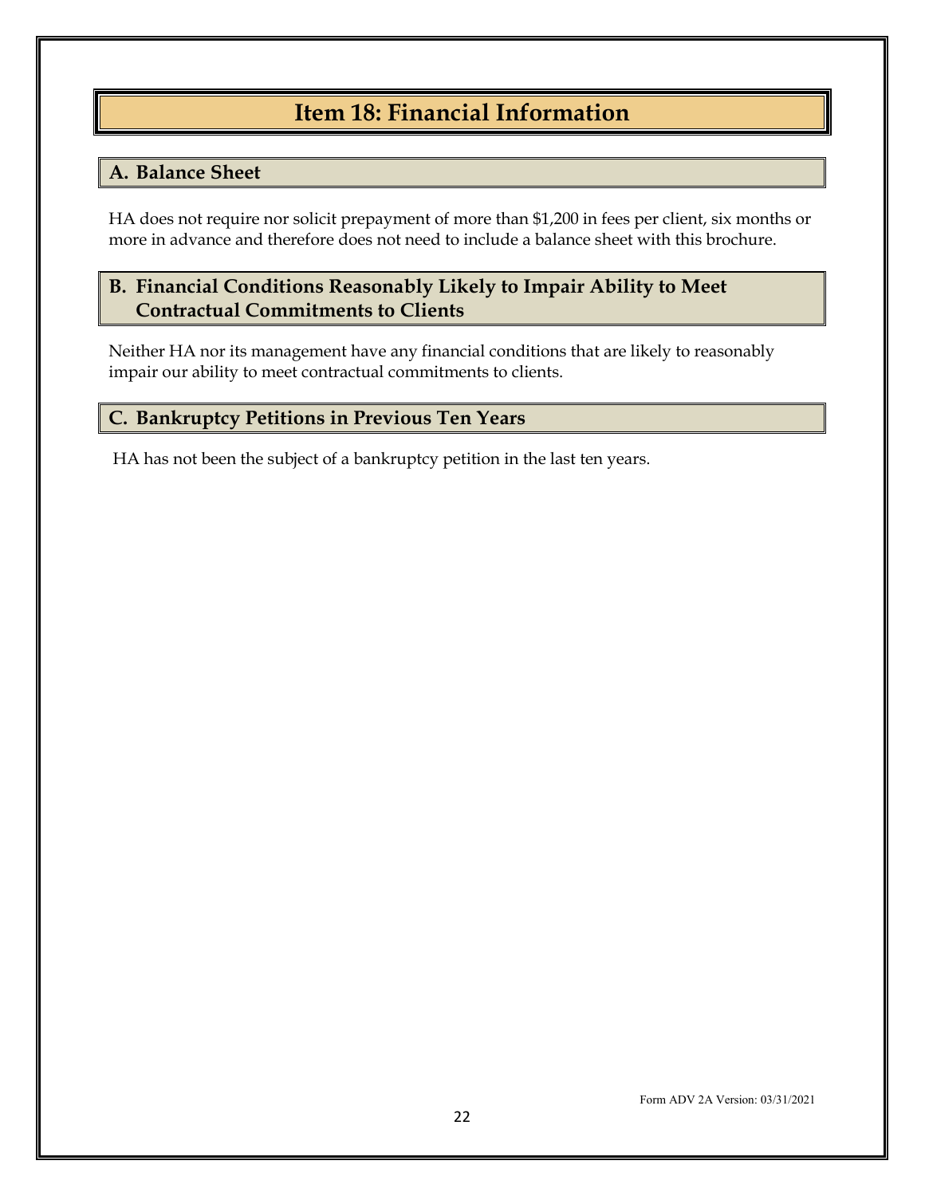# Item 18: Financial Information

## A. Balance Sheet

HA does not require nor solicit prepayment of more than $1,200 in fees per client, six months or more in advance and therefore does not need to include a balance sheet with this brochure.

## B. Financial Conditions Reasonably Likely to Impair Ability to Meet Contractual Commitments to Clients

Neither HA nor its management have any financial conditions that are likely to reasonably impair our ability to meet contractual commitments to clients.

## C. Bankruptcy Petitions in Previous Ten Years

HA has not been the subject of a bankruptcy petition in the last ten years.